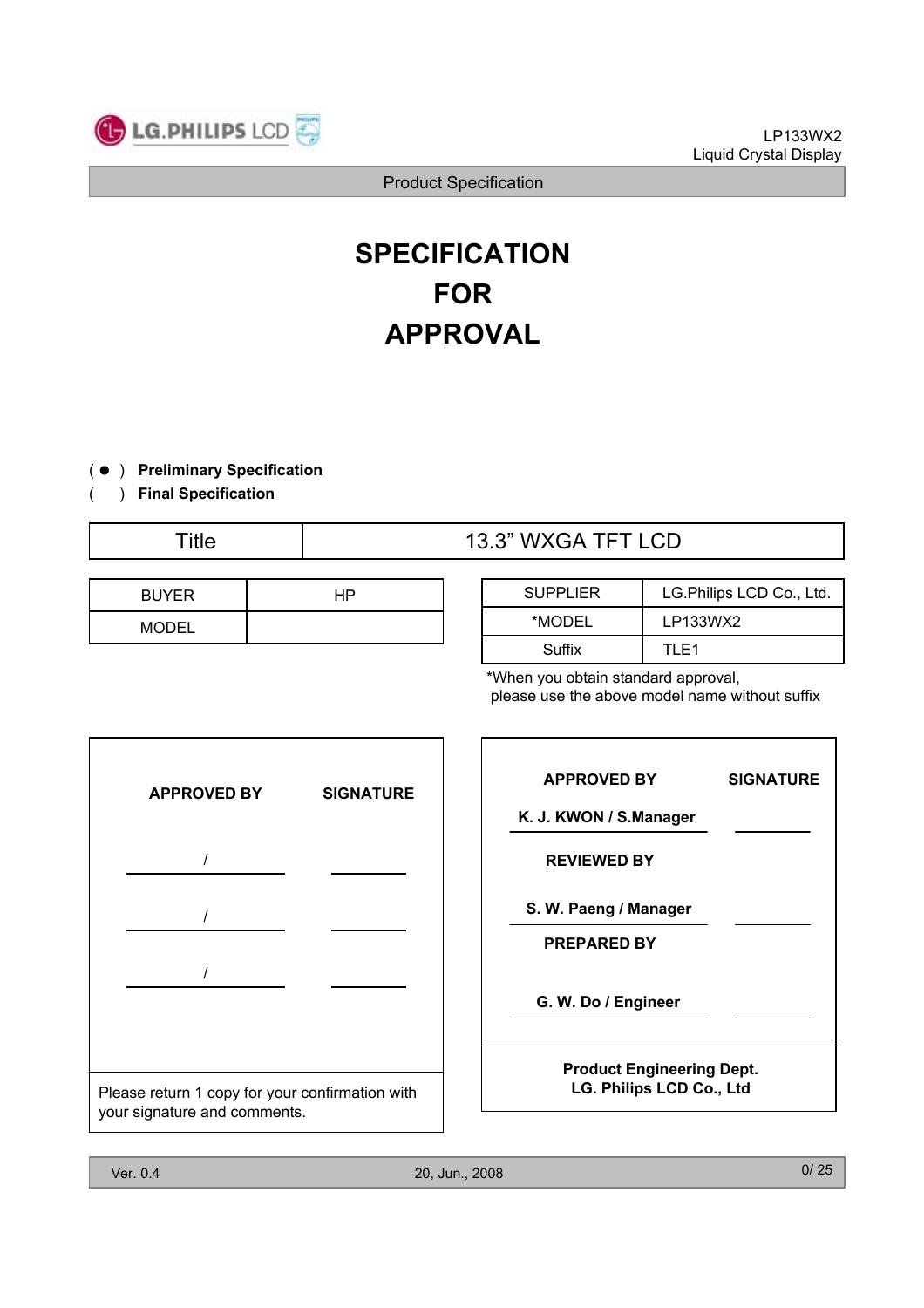# SPECIFICATION FOR APPROVAL

( ● ) **Preliminary Specification**

(   ) **Final Specification**

| Title | 13.3" WXGA TFT LCD |
|---|---|

| BUYER | HP |
|---|---|
| MODEL | |

| SUPPLIER | LG.Philips LCD Co., Ltd. |
|---|---|
| *MODEL | LP133WX2 |
| Suffix | TLE1 |

*When you obtain standard approval, please use the above model name without suffix

| APPROVED BY | SIGNATURE |
|---|---|
| / | |
| / | |
| / | |

Please return 1 copy for your confirmation with your signature and comments.

| APPROVED BY | SIGNATURE |
|---|---|
| K. J. KWON / S.Manager | |
| **REVIEWED BY** | |
| S. W. Paeng / Manager | |
| **PREPARED BY** | |
| G. W. Do / Engineer | |

**Product Engineering Dept.**
**LG. Philips LCD Co., Ltd**

Ver. 0.4 20, Jun., 2008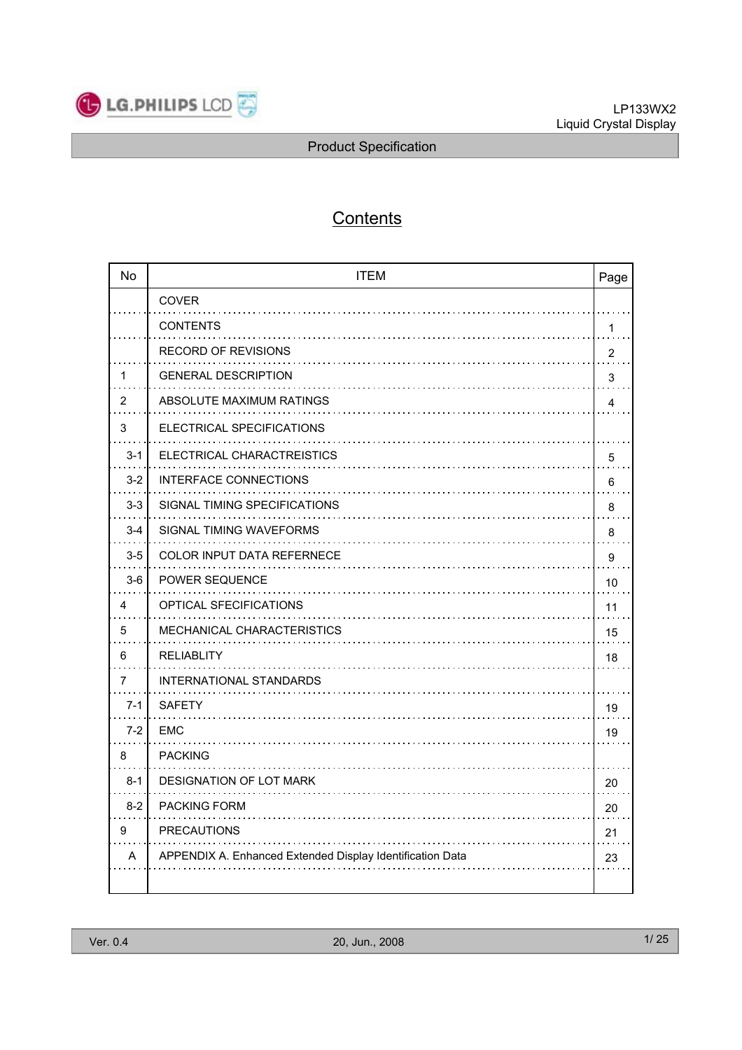# Contents

| No | ITEM | Page |
|---|---|---|
| | COVER | |
| | CONTENTS | 1 |
| | RECORD OF REVISIONS | 2 |
| 1 | GENERAL DESCRIPTION | 3 |
| 2 | ABSOLUTE MAXIMUM RATINGS | 4 |
| 3 | ELECTRICAL SPECIFICATIONS | |
| 3-1 | ELECTRICAL CHARACTREISTICS | 5 |
| 3-2 | INTERFACE CONNECTIONS | 6 |
| 3-3 | SIGNAL TIMING SPECIFICATIONS | 8 |
| 3-4 | SIGNAL TIMING WAVEFORMS | 8 |
| 3-5 | COLOR INPUT DATA REFERNECE | 9 |
| 3-6 | POWER SEQUENCE | 10 |
| 4 | OPTICAL SFECIFICATIONS | 11 |
| 5 | MECHANICAL CHARACTERISTICS | 15 |
| 6 | RELIABLITY | 18 |
| 7 | INTERNATIONAL STANDARDS | |
| 7-1 | SAFETY | 19 |
| 7-2 | EMC | 19 |
| 8 | PACKING | |
| 8-1 | DESIGNATION OF LOT MARK | 20 |
| 8-2 | PACKING FORM | 20 |
| 9 | PRECAUTIONS | 21 |
| A | APPENDIX A. Enhanced Extended Display Identification Data | 23 |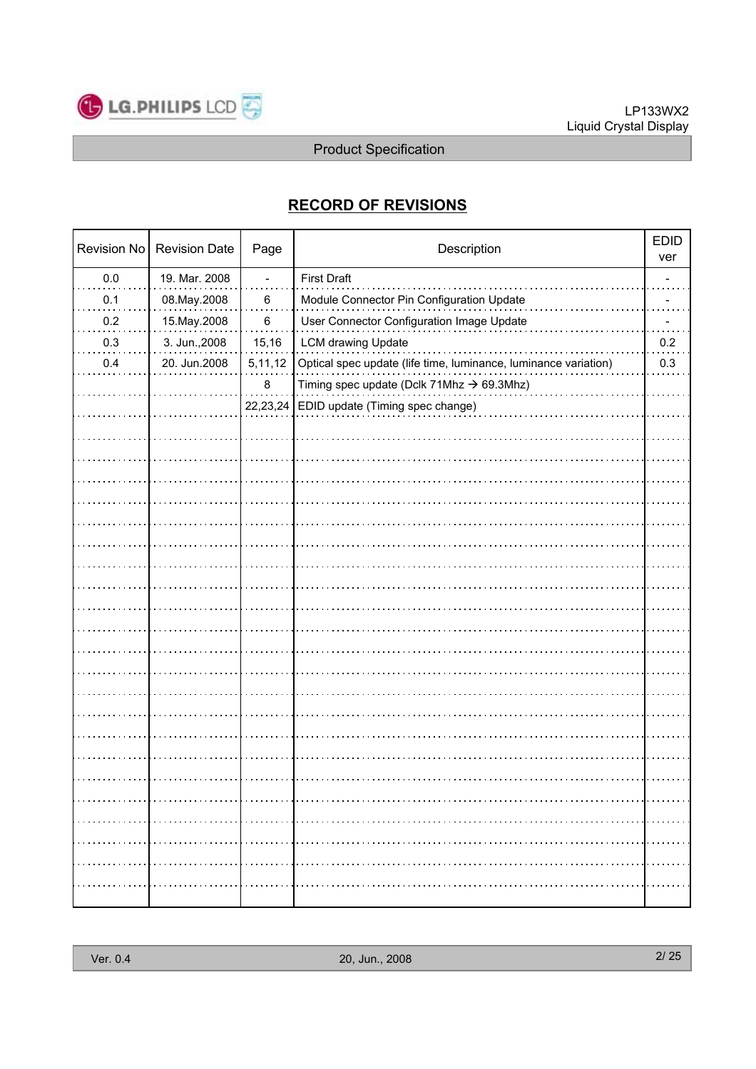## RECORD OF REVISIONS

| Revision No | Revision Date | Page | Description | EDID ver |
|---|---|---|---|---|
| 0.0 | 19. Mar. 2008 | - | First Draft | - |
| 0.1 | 08.May.2008 | 6 | Module Connector Pin Configuration Update | - |
| 0.2 | 15.May.2008 | 6 | User Connector Configuration Image Update | - |
| 0.3 | 3. Jun.,2008 | 15,16 | LCM drawing Update | 0.2 |
| 0.4 | 20. Jun.2008 | 5,11,12 | Optical spec update (life time, luminance, luminance variation) | 0.3 |
| | | 8 | Timing spec update (Dclk 71Mhz → 69.3Mhz) | |
| | | 22,23,24 | EDID update (Timing spec change) | |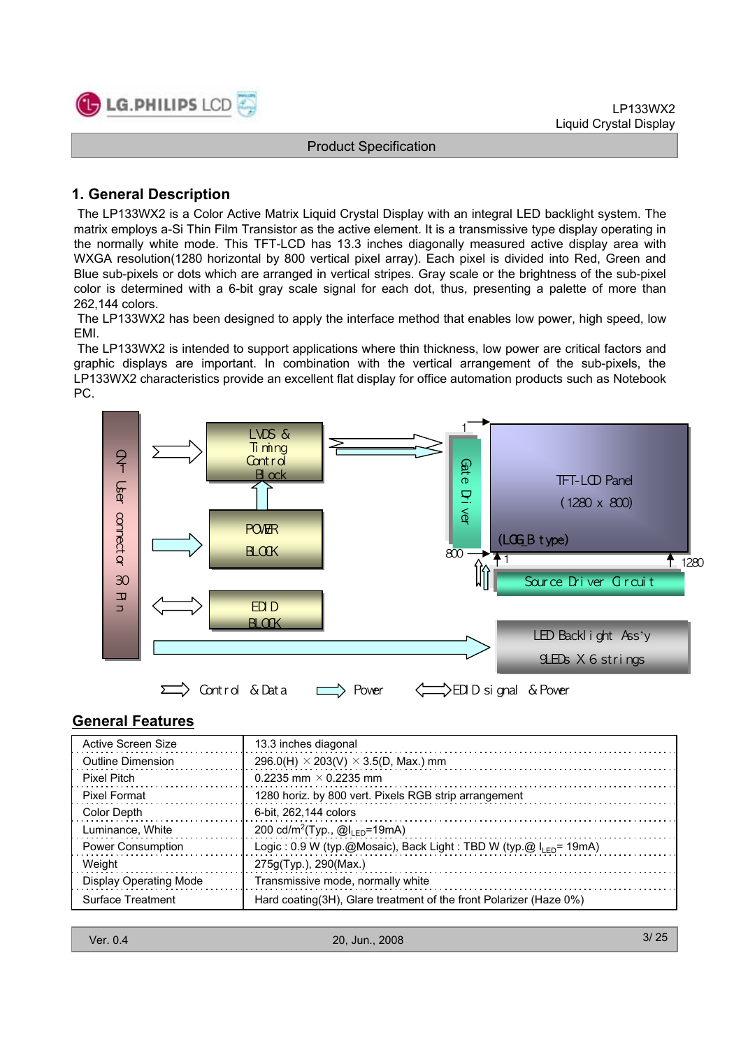## 1. General Description

The LP133WX2 is a Color Active Matrix Liquid Crystal Display with an integral LED backlight system. The matrix employs a-Si Thin Film Transistor as the active element. It is a transmissive type display operating in the normally white mode. This TFT-LCD has 13.3 inches diagonally measured active display area with WXGA resolution(1280 horizontal by 800 vertical pixel array). Each pixel is divided into Red, Green and Blue sub-pixels or dots which are arranged in vertical stripes. Gray scale or the brightness of the sub-pixel color is determined with a 6-bit gray scale signal for each dot, thus, presenting a palette of more than 262,144 colors.

The LP133WX2 has been designed to apply the interface method that enables low power, high speed, low EMI.

The LP133WX2 is intended to support applications where thin thickness, low power are critical factors and graphic displays are important. In combination with the vertical arrangement of the sub-pixels, the LP133WX2 characteristics provide an excellent flat display for office automation products such as Notebook PC.

CN1 User connector 30 Pin

LVDS & Timing Control Block

POWER BLOCK

EDID BLOCK

Gate Driver

TFT-LCD Panel (1280 x 800) (LOG_B type)

Source Driver Circuit

LED Backlight Ass'y 9LEDs X 6 strings

1, 800, 1, 1280

Control & Data    Power    EDID signal & Power

## General Features

| | |
|---|---|
| Active Screen Size | 13.3 inches diagonal |
| Outline Dimension | 296.0(H) × 203(V) × 3.5(D, Max.) mm |
| Pixel Pitch | 0.2235 mm × 0.2235 mm |
| Pixel Format | 1280 horiz. by 800 vert. Pixels RGB strip arrangement |
| Color Depth | 6-bit, 262,144 colors |
| Luminance, White | 200 cd/m$^2$(Typ., @$I_{LED}$=19mA) |
| Power Consumption | Logic : 0.9 W (typ.@Mosaic), Back Light : TBD W (typ.@ $I_{LED}$= 19mA) |
| Weight | 275g(Typ.), 290(Max.) |
| Display Operating Mode | Transmissive mode, normally white |
| Surface Treatment | Hard coating(3H), Glare treatment of the front Polarizer (Haze 0%) |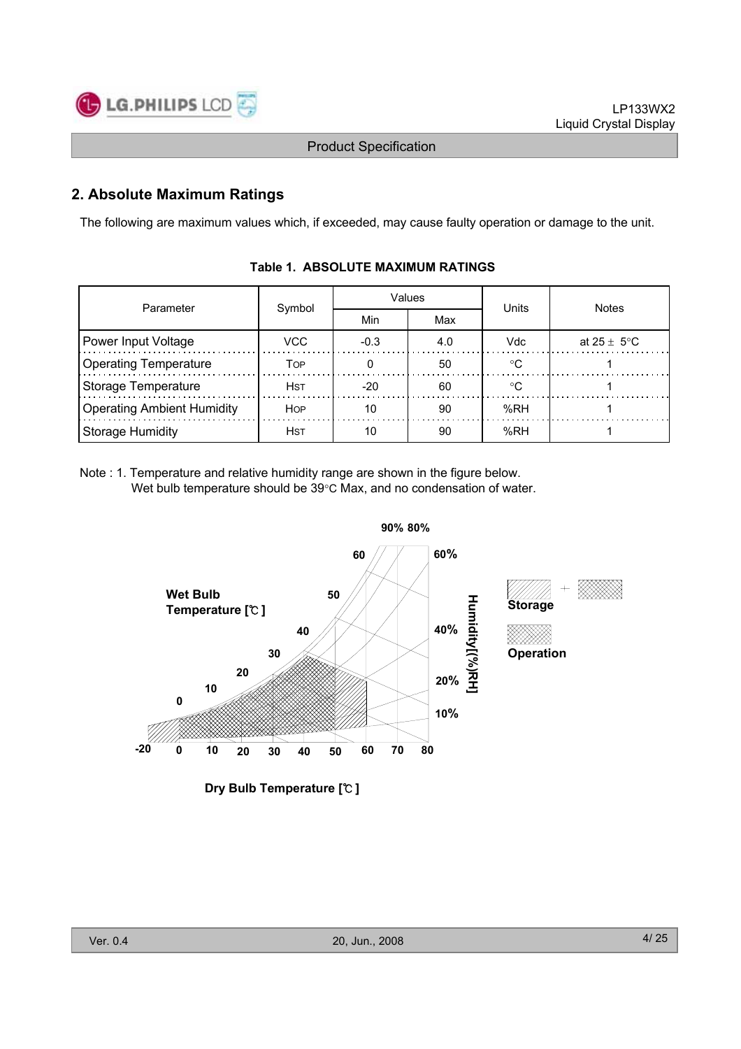## 2. Absolute Maximum Ratings

The following are maximum values which, if exceeded, may cause faulty operation or damage to the unit.

**Table 1. ABSOLUTE MAXIMUM RATINGS**

| Parameter | Symbol | Values | | Units | Notes |
|---|---|---|---|---|---|
| | | Min | Max | | |
| Power Input Voltage | VCC | -0.3 | 4.0 | Vdc | at 25 ± 5°C |
| Operating Temperature | $T_{OP}$ | 0 | 50 | °C | 1 |
| Storage Temperature | $H_{ST}$ | -20 | 60 | °C | 1 |
| Operating Ambient Humidity | $H_{OP}$ | 10 | 90 | %RH | 1 |
| Storage Humidity | $H_{ST}$ | 10 | 90 | %RH | 1 |

Note : 1. Temperature and relative humidity range are shown in the figure below.
Wet bulb temperature should be 39°C Max, and no condensation of water.

Wet Bulb Temperature [℃]

Dry Bulb Temperature [℃]

Humidity[(%)RH]

Storage

Operation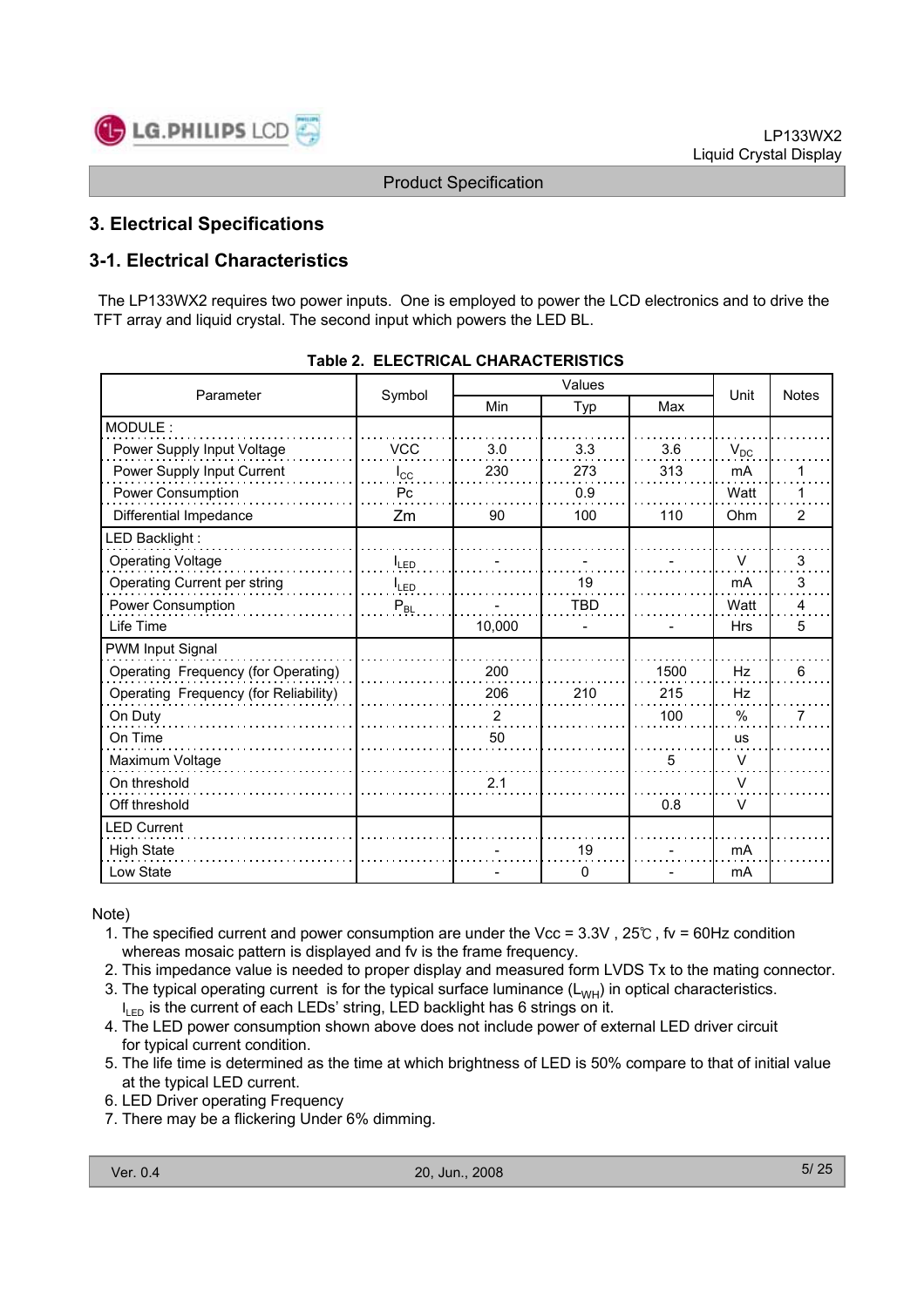## 3. Electrical Specifications

### 3-1. Electrical Characteristics

The LP133WX2 requires two power inputs. One is employed to power the LCD electronics and to drive the TFT array and liquid crystal. The second input which powers the LED BL.

**Table 2. ELECTRICAL CHARACTERISTICS**

| Parameter | Symbol | Values | | | Unit | Notes |
|---|---|---|---|---|---|---|
| | | Min | Typ | Max | | |
| MODULE : | | | | | | |
| Power Supply Input Voltage | VCC | 3.0 | 3.3 | 3.6 | $V_{DC}$ | |
| Power Supply Input Current | $I_{CC}$ | 230 | 273 | 313 | mA | 1 |
| Power Consumption | Pc | | 0.9 | | Watt | 1 |
| Differential Impedance | Zm | 90 | 100 | 110 | Ohm | 2 |
| LED Backlight : | | | | | | |
| Operating Voltage | $I_{LED}$ | - | - | - | V | 3 |
| Operating Current per string | $I_{LED}$ | | 19 | | mA | 3 |
| Power Consumption | $P_{BL}$ | - | TBD | | Watt | 4 |
| Life Time | | 10,000 | - | - | Hrs | 5 |
| PWM Input Signal | | | | | | |
| Operating Frequency (for Operating) | | 200 | | 1500 | Hz | 6 |
| Operating Frequency (for Reliability) | | 206 | 210 | 215 | Hz | |
| On Duty | | 2 | | 100 | % | 7 |
| On Time | | 50 | | | us | |
| Maximum Voltage | | | | 5 | V | |
| On threshold | | 2.1 | | | V | |
| Off threshold | | | | 0.8 | V | |
| LED Current | | | | | | |
| High State | | - | 19 | - | mA | |
| Low State | | - | 0 | - | mA | |

Note)

1. The specified current and power consumption are under the Vcc = 3.3V , 25℃ , fv = 60Hz condition whereas mosaic pattern is displayed and fv is the frame frequency.
2. This impedance value is needed to proper display and measured form LVDS Tx to the mating connector.
3. The typical operating current is for the typical surface luminance ($L_{WH}$) in optical characteristics. $I_{LED}$ is the current of each LEDs' string, LED backlight has 6 strings on it.
4. The LED power consumption shown above does not include power of external LED driver circuit for typical current condition.
5. The life time is determined as the time at which brightness of LED is 50% compare to that of initial value at the typical LED current.
6. LED Driver operating Frequency
7. There may be a flickering Under 6% dimming.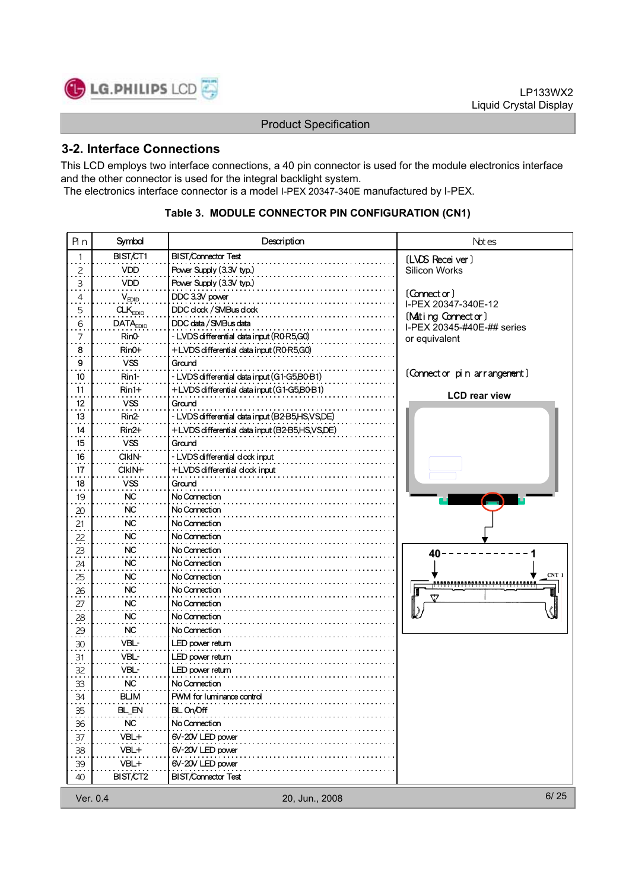## 3-2. Interface Connections

This LCD employs two interface connections, a 40 pin connector is used for the module electronics interface and the other connector is used for the integral backlight system.
The electronics interface connector is a model I-PEX 20347-340E manufactured by I-PEX.

**Table 3. MODULE CONNECTOR PIN CONFIGURATION (CN1)**

| Pin | Symbol | Description | Notes |
|---|---|---|---|
| 1 | BIST/CT1 | BIST/Connector Test | [LVDS Receiver] Silicon Works |
| 2 | VDD | Power Supply (3.3V typ.) | |
| 3 | VDD | Power Supply (3.3V typ.) | |
| 4 | $V_{EDID}$ | DDC 3.3V power | [Connector] I-PEX 20347-340E-12 |
| 5 | $CLK_{EDID}$ | DDC clock / SMBus clock | |
| 6 | $DATA_{EDID}$ | DDC data / SMBus data | [Mating Connector] I-PEX 20345-#40E-## series or equivalent |
| 7 | Rin0- | - LVDS differential data input (R0-R5,G0) | |
| 8 | Rin0+ | + LVDS differential data input (R0-R5,G0) | |
| 9 | VSS | Ground | |
| 10 | Rin1- | - LVDS differential data input (G1-G5,B0-B1) | [Connector pin arrangement] |
| 11 | Rin1+ | + LVDS differential data input (G1-G5,B0-B1) | LCD rear view |
| 12 | VSS | Ground | |
| 13 | Rin2- | - LVDS differential data input (B2-B5,HS,VS,DE) | |
| 14 | Rin2+ | + LVDS differential data input (B2-B5,HS,VS,DE) | |
| 15 | VSS | Ground | |
| 16 | ClkIN- | - LVDS differential clock input | |
| 17 | ClkIN+ | + LVDS differential clock input | |
| 18 | VSS | Ground | |
| 19 | NC | No Connection | |
| 20 | NC | No Connection | |
| 21 | NC | No Connection | |
| 22 | NC | No Connection | |
| 23 | NC | No Connection | 40 - - - - - 1 |
| 24 | NC | No Connection | CNT 1 |
| 25 | NC | No Connection | |
| 26 | NC | No Connection | |
| 27 | NC | No Connection | |
| 28 | NC | No Connection | |
| 29 | NC | No Connection | |
| 30 | VBL- | LED power return | |
| 31 | VBL- | LED power return | |
| 32 | VBL- | LED power return | |
| 33 | NC | No Connection | |
| 34 | BLIM | PWM for luminance control | |
| 35 | BL_EN | BL On/Off | |
| 36 | NC | No Connection | |
| 37 | VBL+ | 6V-20V LED power | |
| 38 | VBL+ | 6V-20V LED power | |
| 39 | VBL+ | 6V-20V LED power | |
| 40 | BIST/CT2 | BIST/Connector Test | |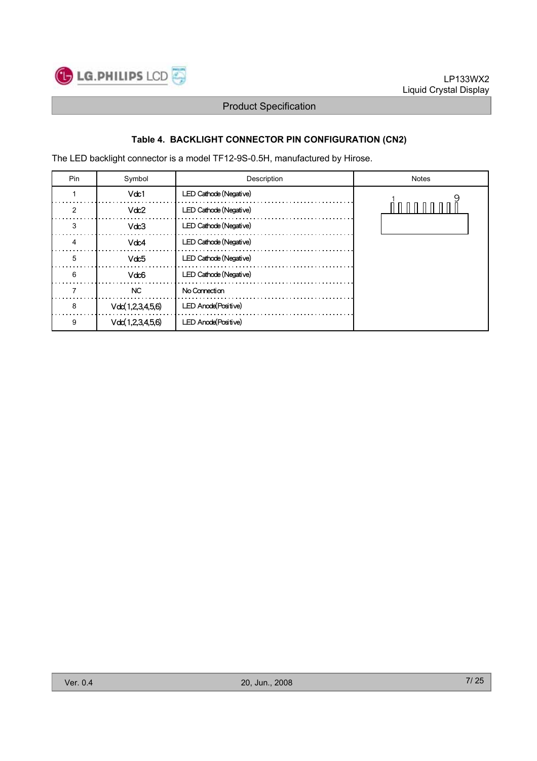**Table 4. BACKLIGHT CONNECTOR PIN CONFIGURATION (CN2)**

The LED backlight connector is a model TF12-9S-0.5H, manufactured by Hirose.

| Pin | Symbol | Description | Notes |
|---|---|---|---|
| 1 | Vdc1 | LED Cathode (Negative) | |
| 2 | Vdc2 | LED Cathode (Negative) | |
| 3 | Vdc3 | LED Cathode (Negative) | |
| 4 | Vdc4 | LED Cathode (Negative) | |
| 5 | Vdc5 | LED Cathode (Negative) | |
| 6 | Vdc6 | LED Cathode (Negative) | |
| 7 | NC | No Connection | |
| 8 | Vdc(1,2,3,4,5,6) | LED Anode(Positive) | |
| 9 | Vdc(1,2,3,4,5,6) | LED Anode(Positive) | |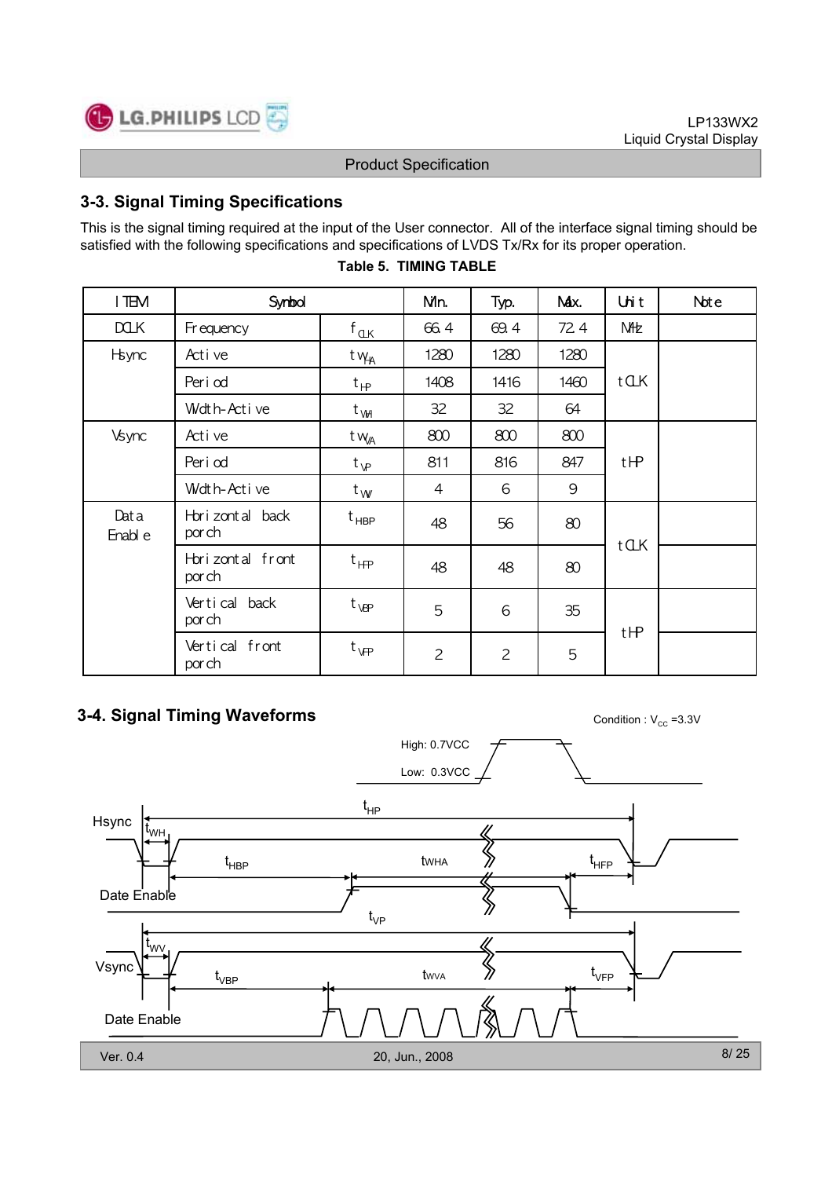## 3-3. Signal Timing Specifications

This is the signal timing required at the input of the User connector. All of the interface signal timing should be satisfied with the following specifications and specifications of LVDS Tx/Rx for its proper operation.

**Table 5. TIMING TABLE**

| ITEM | Symbol | | Min. | Typ. | Max. | Unit | Note |
|---|---|---|---|---|---|---|---|
| DCLK | Frequency | $f_{CLK}$ | 66.4 | 69.4 | 72.4 | MHz | |
| Hsync | Active | $t_{WHA}$ | 1280 | 1280 | 1280 | tCLK | |
| | Period | $t_{HP}$ | 1408 | 1416 | 1460 | | |
| | Width-Active | $t_{WH}$ | 32 | 32 | 64 | | |
| Vsync | Active | $t_{WVA}$ | 800 | 800 | 800 | tHP | |
| | Period | $t_{VP}$ | 811 | 816 | 847 | | |
| | Width-Active | $t_{WV}$ | 4 | 6 | 9 | | |
| Data Enable | Horizontal back porch | $t_{HBP}$ | 48 | 56 | 80 | tCLK | |
| | Horizontal front porch | $t_{HFP}$ | 48 | 48 | 80 | | |
| | Vertical back porch | $t_{VBP}$ | 5 | 6 | 35 | tHP | |
| | Vertical front porch | $t_{VFP}$ | 2 | 2 | 5 | | |

## 3-4. Signal Timing Waveforms

Condition : $V_{CC}$ =3.3V

High: 0.7VCC

Low: 0.3VCC

Hsync, Date Enable: $t_{HP}$, $t_{WH}$, $t_{HBP}$, $t_{WHA}$, $t_{HFP}$

Vsync, Date Enable: $t_{VP}$, $t_{WV}$, $t_{VBP}$, $t_{WVA}$, $t_{VFP}$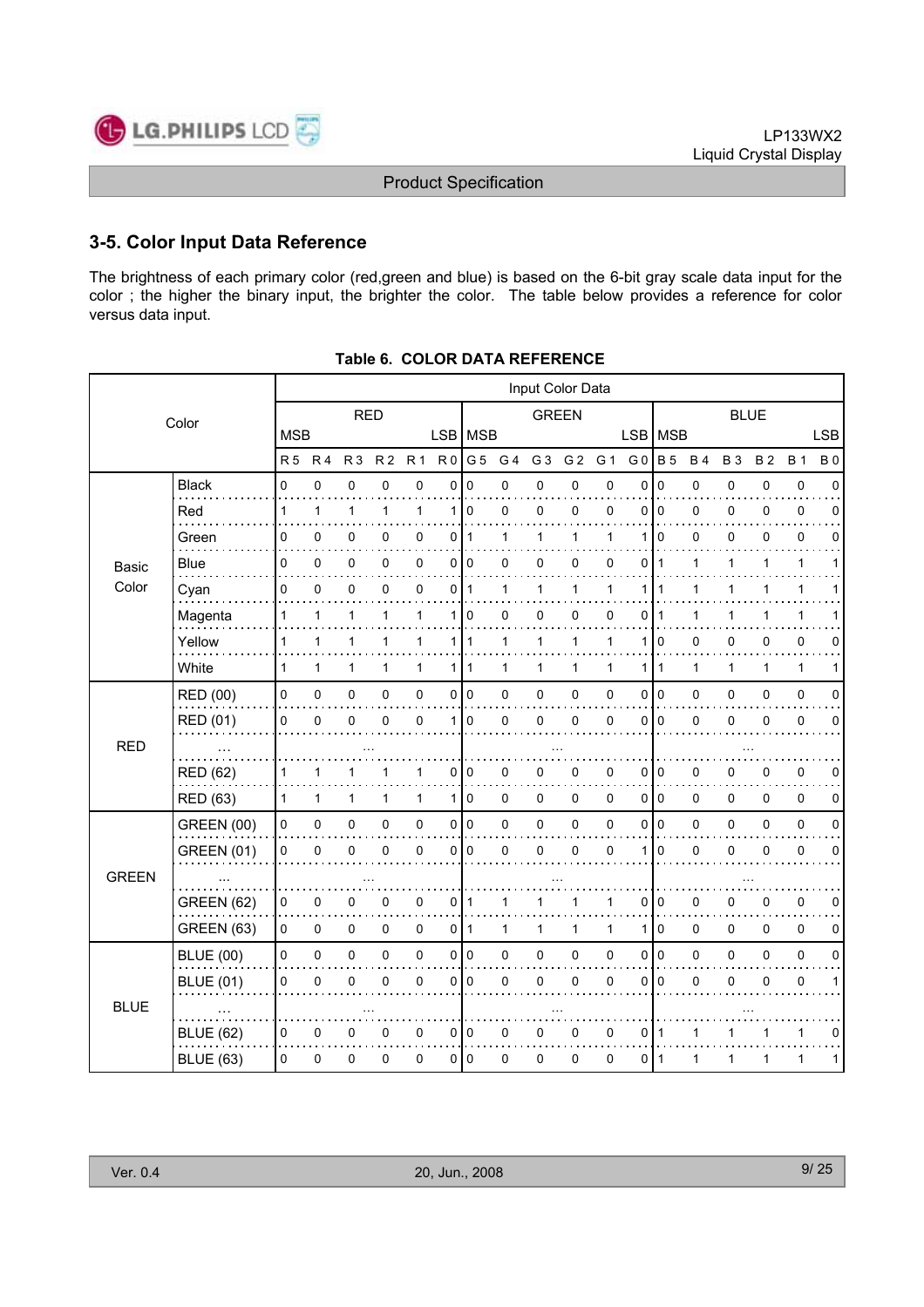## 3-5. Color Input Data Reference

The brightness of each primary color (red,green and blue) is based on the 6-bit gray scale data input for the color ; the higher the binary input, the brighter the color. The table below provides a reference for color versus data input.

**Table 6. COLOR DATA REFERENCE**

| Color | | Input Color Data | | | | | | | | | | | | | | | | | |
|---|---|---|---|---|---|---|---|---|---|---|---|---|---|---|---|---|---|---|---|
| | | RED | | | | | | GREEN | | | | | | BLUE | | | | | |
| | | MSB | | | | | LSB | MSB | | | | | LSB | MSB | | | | | LSB |
| | | R 5 | R 4 | R 3 | R 2 | R 1 | R 0 | G 5 | G 4 | G 3 | G 2 | G 1 | G 0 | B 5 | B 4 | B 3 | B 2 | B 1 | B 0 |
| Basic Color | Black | 0 | 0 | 0 | 0 | 0 | 0 | 0 | 0 | 0 | 0 | 0 | 0 | 0 | 0 | 0 | 0 | 0 | 0 |
| | Red | 1 | 1 | 1 | 1 | 1 | 1 | 0 | 0 | 0 | 0 | 0 | 0 | 0 | 0 | 0 | 0 | 0 | 0 |
| | Green | 0 | 0 | 0 | 0 | 0 | 0 | 1 | 1 | 1 | 1 | 1 | 1 | 0 | 0 | 0 | 0 | 0 | 0 |
| | Blue | 0 | 0 | 0 | 0 | 0 | 0 | 0 | 0 | 0 | 0 | 0 | 0 | 1 | 1 | 1 | 1 | 1 | 1 |
| | Cyan | 0 | 0 | 0 | 0 | 0 | 0 | 1 | 1 | 1 | 1 | 1 | 1 | 1 | 1 | 1 | 1 | 1 | 1 |
| | Magenta | 1 | 1 | 1 | 1 | 1 | 1 | 0 | 0 | 0 | 0 | 0 | 0 | 1 | 1 | 1 | 1 | 1 | 1 |
| | Yellow | 1 | 1 | 1 | 1 | 1 | 1 | 1 | 1 | 1 | 1 | 1 | 1 | 0 | 0 | 0 | 0 | 0 | 0 |
| | White | 1 | 1 | 1 | 1 | 1 | 1 | 1 | 1 | 1 | 1 | 1 | 1 | 1 | 1 | 1 | 1 | 1 | 1 |
| RED | RED (00) | 0 | 0 | 0 | 0 | 0 | 0 | 0 | 0 | 0 | 0 | 0 | 0 | 0 | 0 | 0 | 0 | 0 | 0 |
| | RED (01) | 0 | 0 | 0 | 0 | 0 | 1 | 0 | 0 | 0 | 0 | 0 | 0 | 0 | 0 | 0 | 0 | 0 | 0 |
| | ... | ... | | | | | | ... | | | | | | ... | | | | | |
| | RED (62) | 1 | 1 | 1 | 1 | 1 | 0 | 0 | 0 | 0 | 0 | 0 | 0 | 0 | 0 | 0 | 0 | 0 | 0 |
| | RED (63) | 1 | 1 | 1 | 1 | 1 | 1 | 0 | 0 | 0 | 0 | 0 | 0 | 0 | 0 | 0 | 0 | 0 | 0 |
| GREEN | GREEN (00) | 0 | 0 | 0 | 0 | 0 | 0 | 0 | 0 | 0 | 0 | 0 | 0 | 0 | 0 | 0 | 0 | 0 | 0 |
| | GREEN (01) | 0 | 0 | 0 | 0 | 0 | 0 | 0 | 0 | 0 | 0 | 0 | 1 | 0 | 0 | 0 | 0 | 0 | 0 |
| | ... | ... | | | | | | ... | | | | | | ... | | | | | |
| | GREEN (62) | 0 | 0 | 0 | 0 | 0 | 0 | 1 | 1 | 1 | 1 | 1 | 0 | 0 | 0 | 0 | 0 | 0 | 0 |
| | GREEN (63) | 0 | 0 | 0 | 0 | 0 | 0 | 1 | 1 | 1 | 1 | 1 | 1 | 0 | 0 | 0 | 0 | 0 | 0 |
| BLUE | BLUE (00) | 0 | 0 | 0 | 0 | 0 | 0 | 0 | 0 | 0 | 0 | 0 | 0 | 0 | 0 | 0 | 0 | 0 | 0 |
| | BLUE (01) | 0 | 0 | 0 | 0 | 0 | 0 | 0 | 0 | 0 | 0 | 0 | 0 | 0 | 0 | 0 | 0 | 0 | 1 |
| | ... | ... | | | | | | ... | | | | | | ... | | | | | |
| | BLUE (62) | 0 | 0 | 0 | 0 | 0 | 0 | 0 | 0 | 0 | 0 | 0 | 0 | 1 | 1 | 1 | 1 | 1 | 0 |
| | BLUE (63) | 0 | 0 | 0 | 0 | 0 | 0 | 0 | 0 | 0 | 0 | 0 | 0 | 1 | 1 | 1 | 1 | 1 | 1 |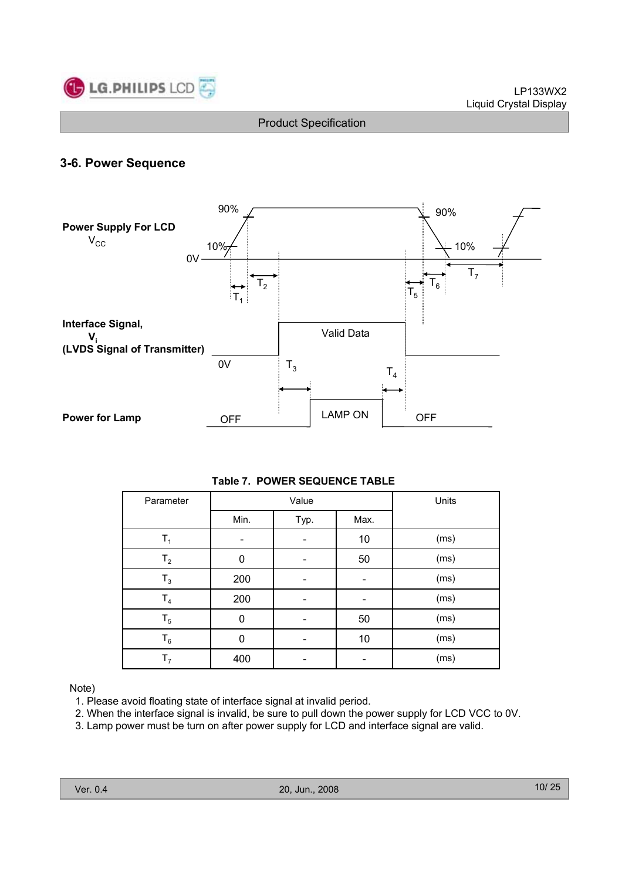## 3-6. Power Sequence

Power Supply For LCD $V_{CC}$

Interface Signal, $V_i$ (LVDS Signal of Transmitter)

Power for Lamp

**Table 7. POWER SEQUENCE TABLE**

| Parameter | Value | | | Units |
|---|---|---|---|---|
| | Min. | Typ. | Max. | |
| $T_1$ | - | - | 10 | (ms) |
| $T_2$ | 0 | - | 50 | (ms) |
| $T_3$ | 200 | - | - | (ms) |
| $T_4$ | 200 | - | - | (ms) |
| $T_5$ | 0 | - | 50 | (ms) |
| $T_6$ | 0 | - | 10 | (ms) |
| $T_7$ | 400 | - | - | (ms) |

Note)

1. Please avoid floating state of interface signal at invalid period.
2. When the interface signal is invalid, be sure to pull down the power supply for LCD VCC to 0V.
3. Lamp power must be turn on after power supply for LCD and interface signal are valid.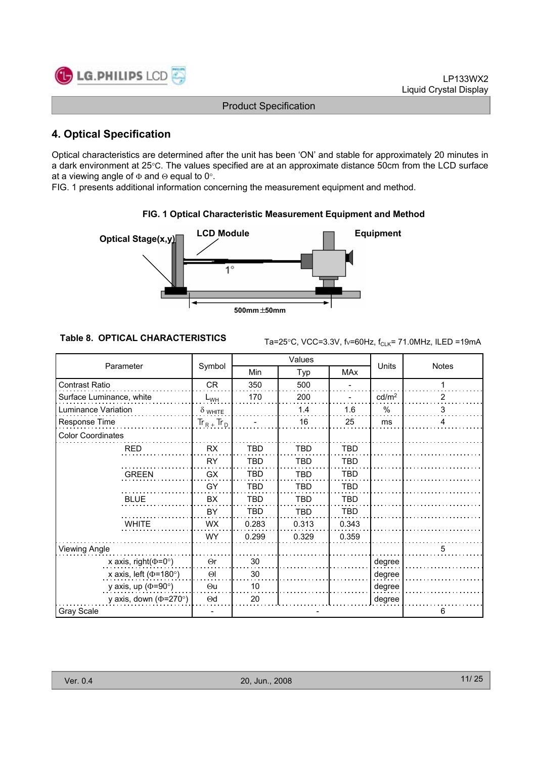## 4. Optical Specification

Optical characteristics are determined after the unit has been 'ON' and stable for approximately 20 minutes in a dark environment at 25°C. The values specified are at an approximate distance 50cm from the LCD surface at a viewing angle of Φ and Θ equal to 0°.

FIG. 1 presents additional information concerning the measurement equipment and method.

**FIG. 1 Optical Characteristic Measurement Equipment and Method**

Optical Stage(x,y) LCD Module Equipment

1°

500mm±50mm

**Table 8. OPTICAL CHARACTERISTICS**

Ta=25°C, VCC=3.3V, fv=60Hz, $f_{CLK}$= 71.0MHz, ILED =19mA

| Parameter | | Symbol | Values | | | Units | Notes |
|---|---|---|---|---|---|---|---|
| | | | Min | Typ | MAx | | |
| Contrast Ratio | | CR | 350 | 500 | - | | 1 |
| Surface Luminance, white | | $L_{WH}$ | 170 | 200 | - | cd/m² | 2 |
| Luminance Variation | | $\delta_{WHITE}$ | | 1.4 | 1.6 | % | 3 |
| Response Time | | $Tr_R + Tr_D$ | - | 16 | 25 | ms | 4 |
| Color Coordinates | | | | | | | |
| | RED | RX | TBD | TBD | TBD | | |
| | | RY | TBD | TBD | TBD | | |
| | GREEN | GX | TBD | TBD | TBD | | |
| | | GY | TBD | TBD | TBD | | |
| | BLUE | BX | TBD | TBD | TBD | | |
| | | BY | TBD | TBD | TBD | | |
| | WHITE | WX | 0.283 | 0.313 | 0.343 | | |
| | | WY | 0.299 | 0.329 | 0.359 | | |
| Viewing Angle | | | | | | | 5 |
| | x axis, right(Φ=0°) | Θr | 30 | | | degree | |
| | x axis, left (Φ=180°) | Θl | 30 | | | degree | |
| | y axis, up (Φ=90°) | Θu | 10 | | | degree | |
| | y axis, down (Φ=270°) | Θd | 20 | | | degree | |
| Gray Scale | | - | - | | | | 6 |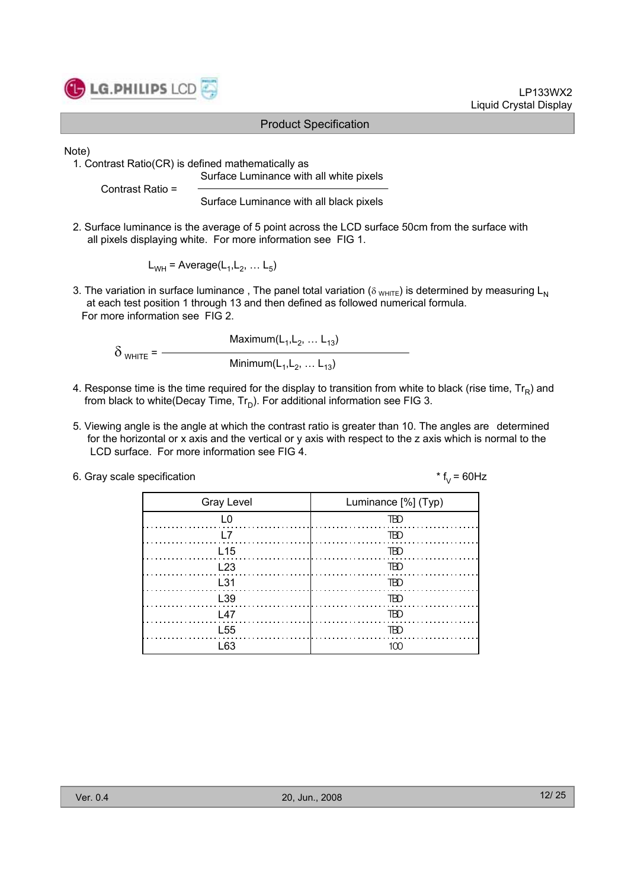Note)

1. Contrast Ratio(CR) is defined mathematically as

$$\text{Contrast Ratio} = \frac{\text{Surface Luminance with all white pixels}}{\text{Surface Luminance with all black pixels}}$$

2. Surface luminance is the average of 5 point across the LCD surface 50cm from the surface with all pixels displaying white. For more information see FIG 1.

$$L_{WH} = \text{Average}(L_1, L_2, \ldots L_5)$$

3. The variation in surface luminance , The panel total variation ($\delta_{WHITE}$) is determined by measuring $L_N$ at each test position 1 through 13 and then defined as followed numerical formula. For more information see FIG 2.

$$\delta_{WHITE} = \frac{\text{Maximum}(L_1, L_2, \ldots L_{13})}{\text{Minimum}(L_1, L_2, \ldots L_{13})}$$

4. Response time is the time required for the display to transition from white to black (rise time, $Tr_R$) and from black to white(Decay Time, $Tr_D$). For additional information see FIG 3.

5. Viewing angle is the angle at which the contrast ratio is greater than 10. The angles are determined for the horizontal or x axis and the vertical or y axis with respect to the z axis which is normal to the LCD surface. For more information see FIG 4.

6. Gray scale specification

\* $f_V$ = 60Hz

| Gray Level | Luminance [%] (Typ) |
|---|---|
| L0 | TBD |
| L7 | TBD |
| L15 | TBD |
| L23 | TBD |
| L31 | TBD |
| L39 | TBD |
| L47 | TBD |
| L55 | TBD |
| L63 | 100 |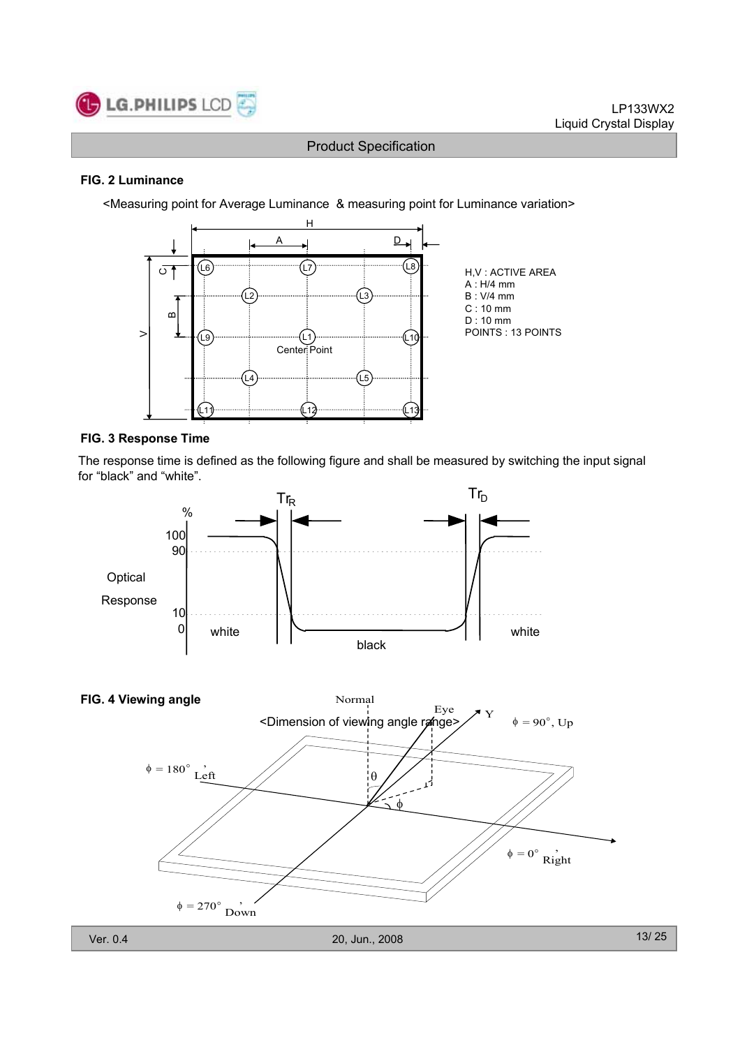**FIG. 2 Luminance**

<Measuring point for Average Luminance & measuring point for Luminance variation>

H,V : ACTIVE AREA
A : H/4 mm
B : V/4 mm
C : 10 mm
D : 10 mm
POINTS : 13 POINTS

**FIG. 3 Response Time**

The response time is defined as the following figure and shall be measured by switching the input signal for "black" and "white".

**FIG. 4 Viewing angle**

<Dimension of viewing angle range>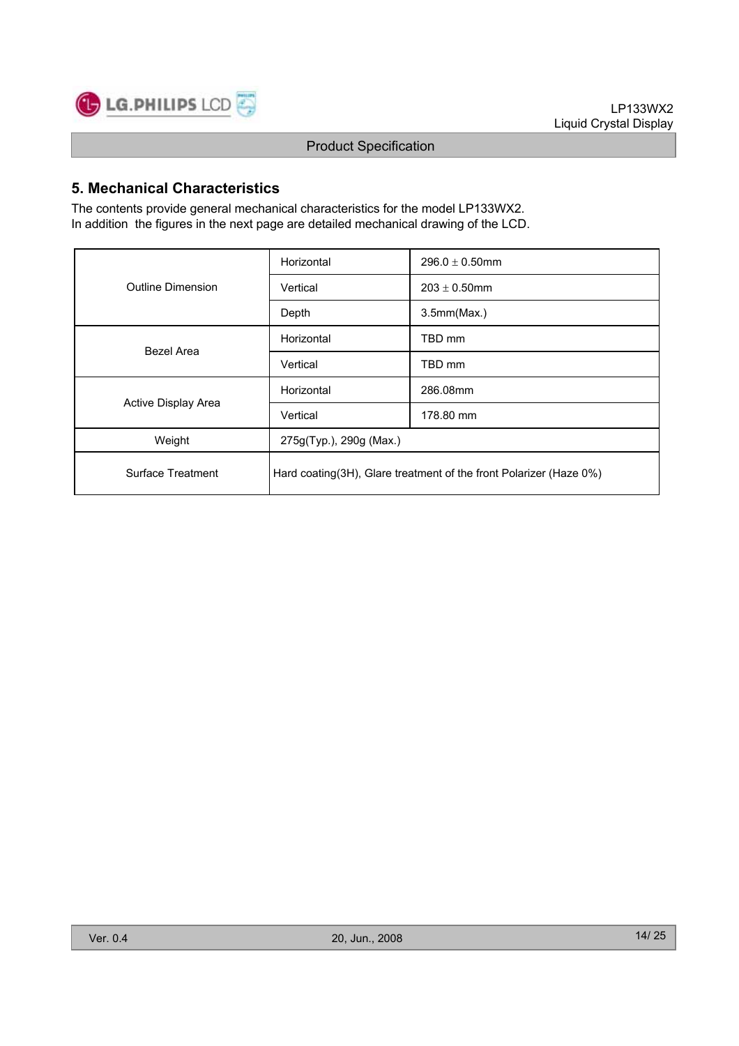## 5. Mechanical Characteristics

The contents provide general mechanical characteristics for the model LP133WX2.
In addition the figures in the next page are detailed mechanical drawing of the LCD.

| | | |
|---|---|---|
| Outline Dimension | Horizontal | 296.0 ± 0.50mm |
| | Vertical | 203 ± 0.50mm |
| | Depth | 3.5mm(Max.) |
| Bezel Area | Horizontal | TBD mm |
| | Vertical | TBD mm |
| Active Display Area | Horizontal | 286.08mm |
| | Vertical | 178.80 mm |
| Weight | 275g(Typ.), 290g (Max.) | |
| Surface Treatment | Hard coating(3H), Glare treatment of the front Polarizer (Haze 0%) | |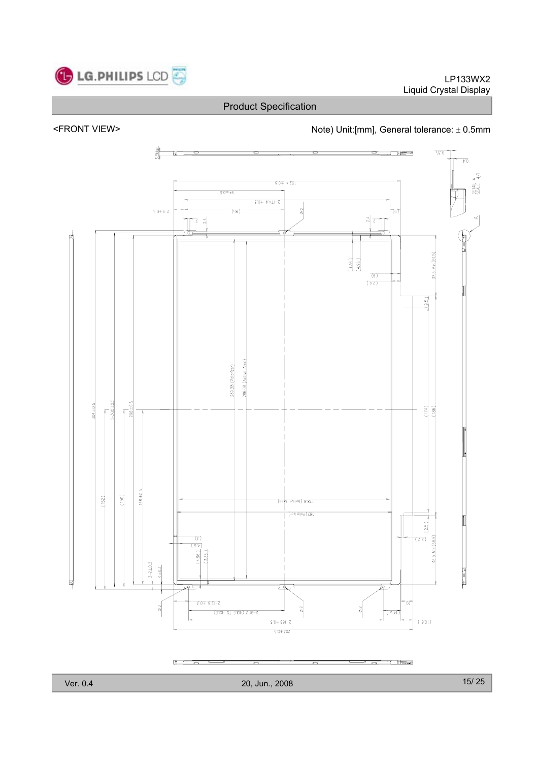Product Specification

<FRONT VIEW>

Note) Unit:[mm], General tolerance: ± 0.5mm

3.5Max

192.4±0.5

94±0.5

2-174.4±0.3

2.9±0.3

(95)

(6)

2

2.4

2.4

2

φ2

0.35

0.4

DETAIL A
SCALE 4/1

A

(3.36)

(4.96)

(6)

(7.4)

37.5 Min.(51.5)

(9.5)

285.28 (Polarizer)

286.08 (Active Area)

304±0.5

3-300±0.5

296±0.5

(174)

(186)

(152)

(150)

148±0.5

178.8 (Active Area)

182 (Polarizer)

(2.5)

(6)

(4.5)

(4.96)

(3.36)

(7.2)

48.5 Min.(58.5)

3-2±0.1

4±0.3

φ2

2-128±0.3

2-87.2 (HOLE TO HOLE)

φ2

φ2

(14.6)

10

(10.6)

2-165±0.3

203±0.5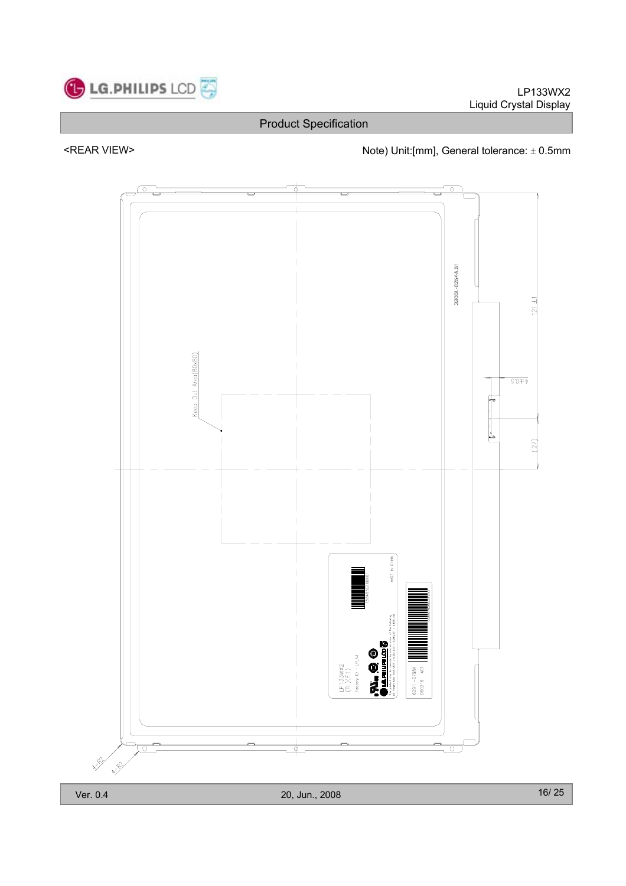<REAR VIEW>

Note) Unit:[mm], General tolerance: ± 0.5mm

Keep Out Area(80x80)

3300L-0254A.B1

121 ±1

4±0.5

(27)

4-R2

4-R2

LP133WX2 (TL)(E1)

Factory ID : LPLCN

MADE IN CHINA

6091L-0189A

080218 A01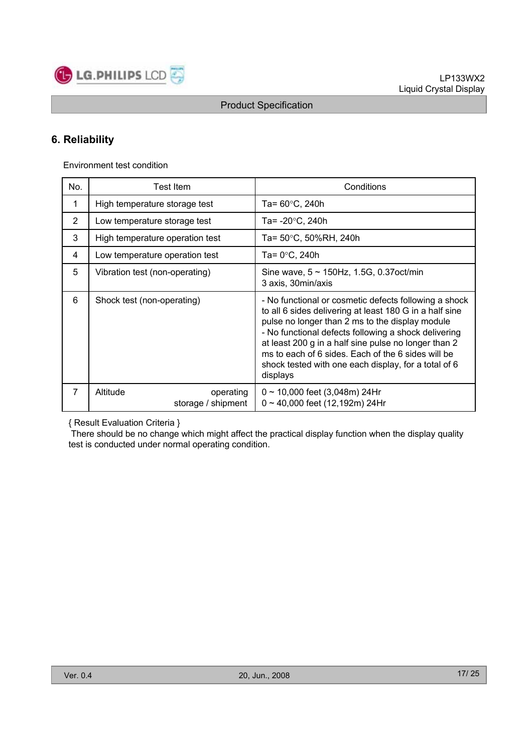# 6. Reliability

Environment test condition

| No. | Test Item | Conditions |
|---|---|---|
| 1 | High temperature storage test | Ta= 60°C, 240h |
| 2 | Low temperature storage test | Ta= -20°C, 240h |
| 3 | High temperature operation test | Ta= 50°C, 50%RH, 240h |
| 4 | Low temperature operation test | Ta= 0°C, 240h |
| 5 | Vibration test (non-operating) | Sine wave, 5 ~ 150Hz, 1.5G, 0.37oct/min<br>3 axis, 30min/axis |
| 6 | Shock test (non-operating) | - No functional or cosmetic defects following a shock to all 6 sides delivering at least 180 G in a half sine pulse no longer than 2 ms to the display module<br>- No functional defects following a shock delivering at least 200 g in a half sine pulse no longer than 2 ms to each of 6 sides. Each of the 6 sides will be shock tested with one each display, for a total of 6 displays |
| 7 | Altitude operating<br>storage / shipment | 0 ~ 10,000 feet (3,048m) 24Hr<br>0 ~ 40,000 feet (12,192m) 24Hr |

{ Result Evaluation Criteria }

There should be no change which might affect the practical display function when the display quality test is conducted under normal operating condition.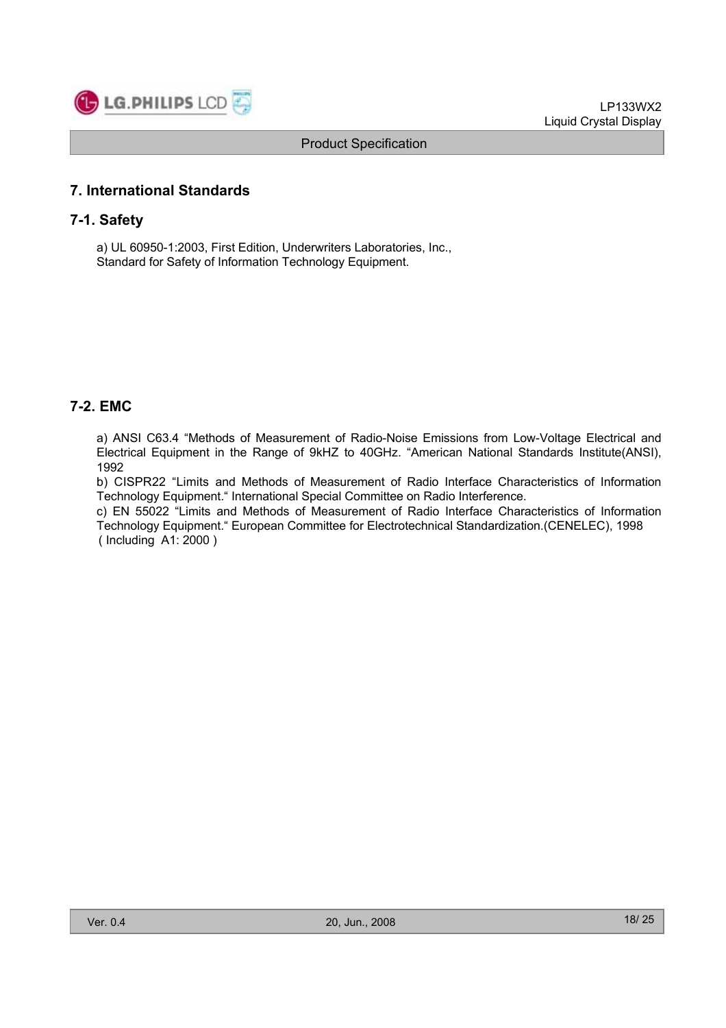## 7. International Standards

### 7-1. Safety

a) UL 60950-1:2003, First Edition, Underwriters Laboratories, Inc., Standard for Safety of Information Technology Equipment.

### 7-2. EMC

a) ANSI C63.4 "Methods of Measurement of Radio-Noise Emissions from Low-Voltage Electrical and Electrical Equipment in the Range of 9kHZ to 40GHz. "American National Standards Institute(ANSI), 1992

b) CISPR22 "Limits and Methods of Measurement of Radio Interface Characteristics of Information Technology Equipment." International Special Committee on Radio Interference.

c) EN 55022 "Limits and Methods of Measurement of Radio Interface Characteristics of Information Technology Equipment." European Committee for Electrotechnical Standardization.(CENELEC), 1998 ( Including A1: 2000 )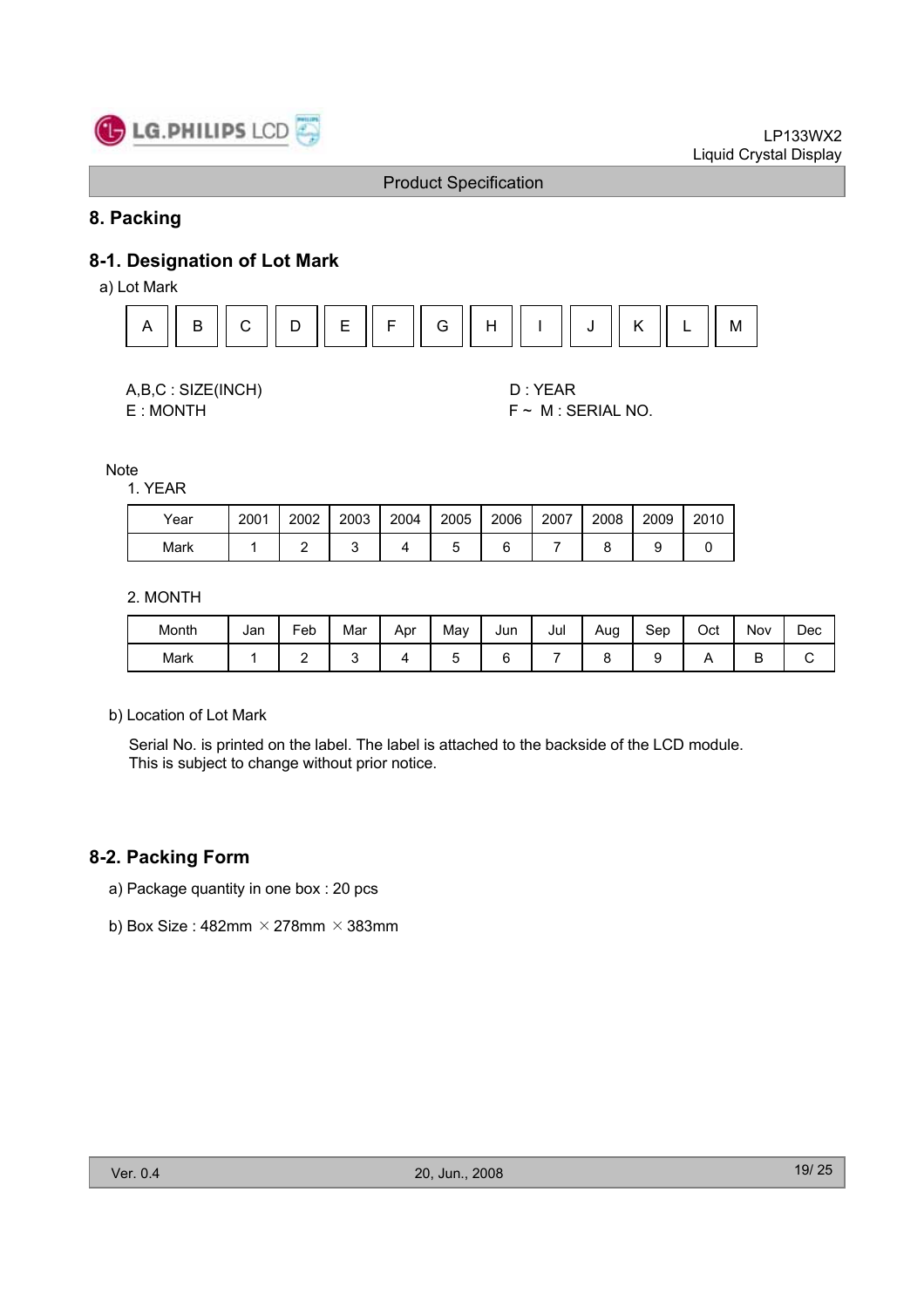## 8. Packing

### 8-1. Designation of Lot Mark

a) Lot Mark

| A | B | C | D | E | F | G | H | I | J | K | L | M |
|---|---|---|---|---|---|---|---|---|---|---|---|---|

A,B,C : SIZE(INCH)
D : YEAR
E : MONTH
F ~ M : SERIAL NO.

Note

1. YEAR

| Year | 2001 | 2002 | 2003 | 2004 | 2005 | 2006 | 2007 | 2008 | 2009 | 2010 |
|---|---|---|---|---|---|---|---|---|---|---|
| Mark | 1 | 2 | 3 | 4 | 5 | 6 | 7 | 8 | 9 | 0 |

2. MONTH

| Month | Jan | Feb | Mar | Apr | May | Jun | Jul | Aug | Sep | Oct | Nov | Dec |
|---|---|---|---|---|---|---|---|---|---|---|---|---|
| Mark | 1 | 2 | 3 | 4 | 5 | 6 | 7 | 8 | 9 | A | B | C |

b) Location of Lot Mark

Serial No. is printed on the label. The label is attached to the backside of the LCD module.
This is subject to change without prior notice.

### 8-2. Packing Form

a) Package quantity in one box : 20 pcs

b) Box Size : 482mm × 278mm × 383mm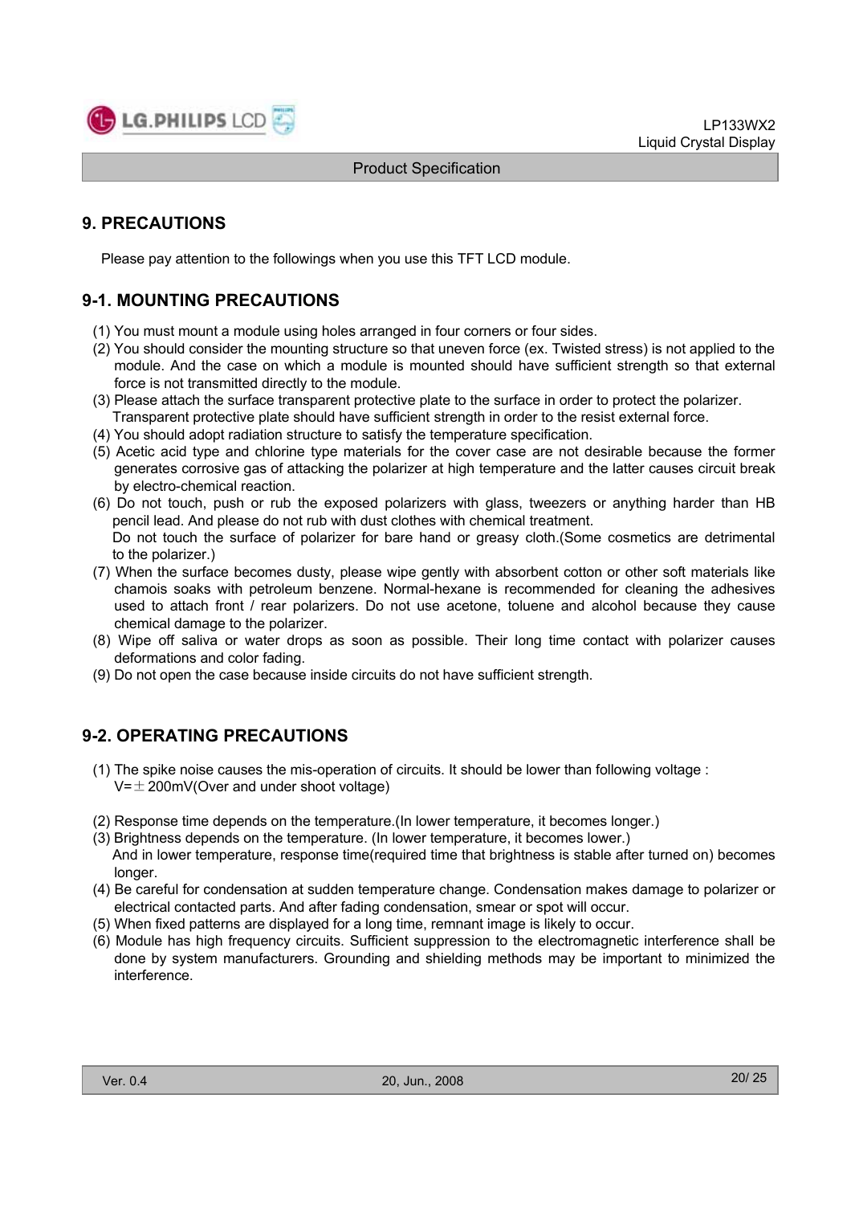## 9. PRECAUTIONS

Please pay attention to the followings when you use this TFT LCD module.

### 9-1. MOUNTING PRECAUTIONS

(1) You must mount a module using holes arranged in four corners or four sides.
(2) You should consider the mounting structure so that uneven force (ex. Twisted stress) is not applied to the module. And the case on which a module is mounted should have sufficient strength so that external force is not transmitted directly to the module.
(3) Please attach the surface transparent protective plate to the surface in order to protect the polarizer. Transparent protective plate should have sufficient strength in order to the resist external force.
(4) You should adopt radiation structure to satisfy the temperature specification.
(5) Acetic acid type and chlorine type materials for the cover case are not desirable because the former generates corrosive gas of attacking the polarizer at high temperature and the latter causes circuit break by electro-chemical reaction.
(6) Do not touch, push or rub the exposed polarizers with glass, tweezers or anything harder than HB pencil lead. And please do not rub with dust clothes with chemical treatment.
Do not touch the surface of polarizer for bare hand or greasy cloth.(Some cosmetics are detrimental to the polarizer.)
(7) When the surface becomes dusty, please wipe gently with absorbent cotton or other soft materials like chamois soaks with petroleum benzene. Normal-hexane is recommended for cleaning the adhesives used to attach front / rear polarizers. Do not use acetone, toluene and alcohol because they cause chemical damage to the polarizer.
(8) Wipe off saliva or water drops as soon as possible. Their long time contact with polarizer causes deformations and color fading.
(9) Do not open the case because inside circuits do not have sufficient strength.

### 9-2. OPERATING PRECAUTIONS

(1) The spike noise causes the mis-operation of circuits. It should be lower than following voltage :
V=± 200mV(Over and under shoot voltage)

(2) Response time depends on the temperature.(In lower temperature, it becomes longer.)
(3) Brightness depends on the temperature. (In lower temperature, it becomes lower.)
And in lower temperature, response time(required time that brightness is stable after turned on) becomes longer.
(4) Be careful for condensation at sudden temperature change. Condensation makes damage to polarizer or electrical contacted parts. And after fading condensation, smear or spot will occur.
(5) When fixed patterns are displayed for a long time, remnant image is likely to occur.
(6) Module has high frequency circuits. Sufficient suppression to the electromagnetic interference shall be done by system manufacturers. Grounding and shielding methods may be important to minimized the interference.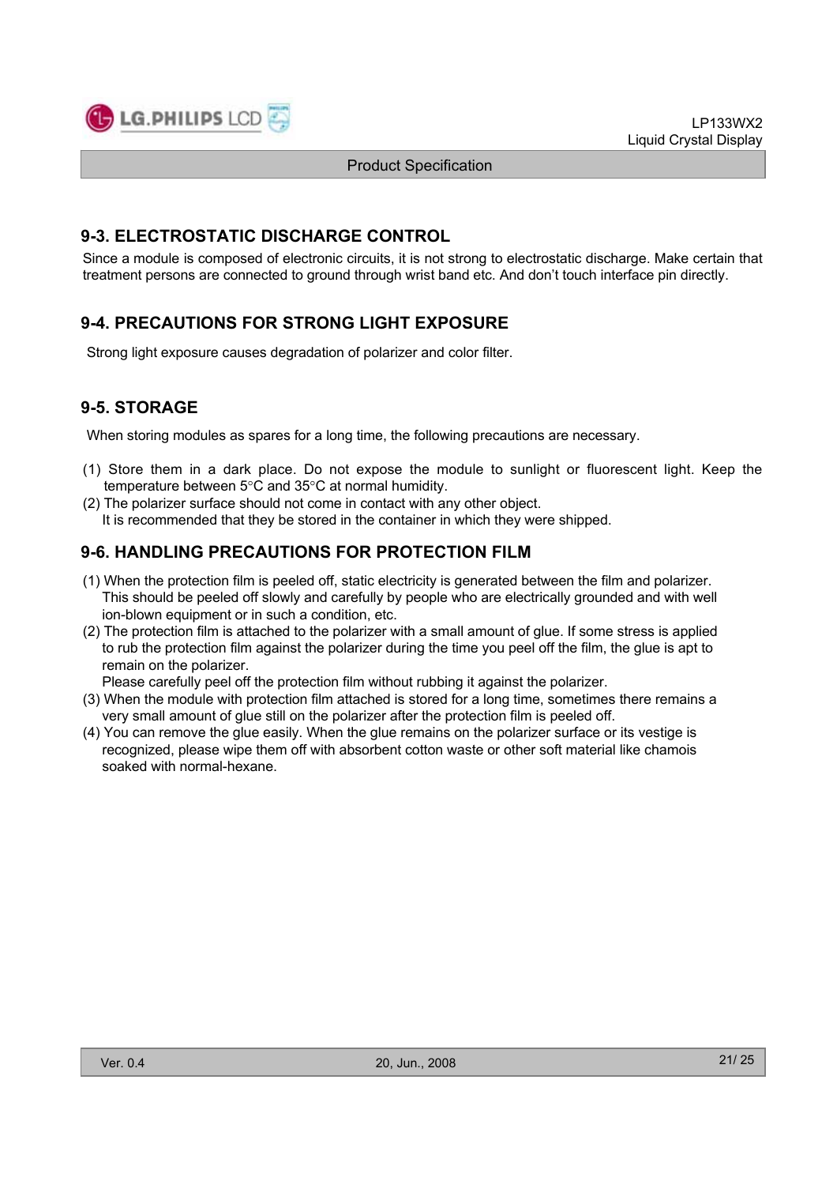## 9-3. ELECTROSTATIC DISCHARGE CONTROL

Since a module is composed of electronic circuits, it is not strong to electrostatic discharge. Make certain that treatment persons are connected to ground through wrist band etc. And don't touch interface pin directly.

## 9-4. PRECAUTIONS FOR STRONG LIGHT EXPOSURE

Strong light exposure causes degradation of polarizer and color filter.

## 9-5. STORAGE

When storing modules as spares for a long time, the following precautions are necessary.

(1) Store them in a dark place. Do not expose the module to sunlight or fluorescent light. Keep the temperature between 5°C and 35°C at normal humidity.
(2) The polarizer surface should not come in contact with any other object.
    It is recommended that they be stored in the container in which they were shipped.

## 9-6. HANDLING PRECAUTIONS FOR PROTECTION FILM

(1) When the protection film is peeled off, static electricity is generated between the film and polarizer. This should be peeled off slowly and carefully by people who are electrically grounded and with well ion-blown equipment or in such a condition, etc.
(2) The protection film is attached to the polarizer with a small amount of glue. If some stress is applied to rub the protection film against the polarizer during the time you peel off the film, the glue is apt to remain on the polarizer.
    Please carefully peel off the protection film without rubbing it against the polarizer.
(3) When the module with protection film attached is stored for a long time, sometimes there remains a very small amount of glue still on the polarizer after the protection film is peeled off.
(4) You can remove the glue easily. When the glue remains on the polarizer surface or its vestige is recognized, please wipe them off with absorbent cotton waste or other soft material like chamois soaked with normal-hexane.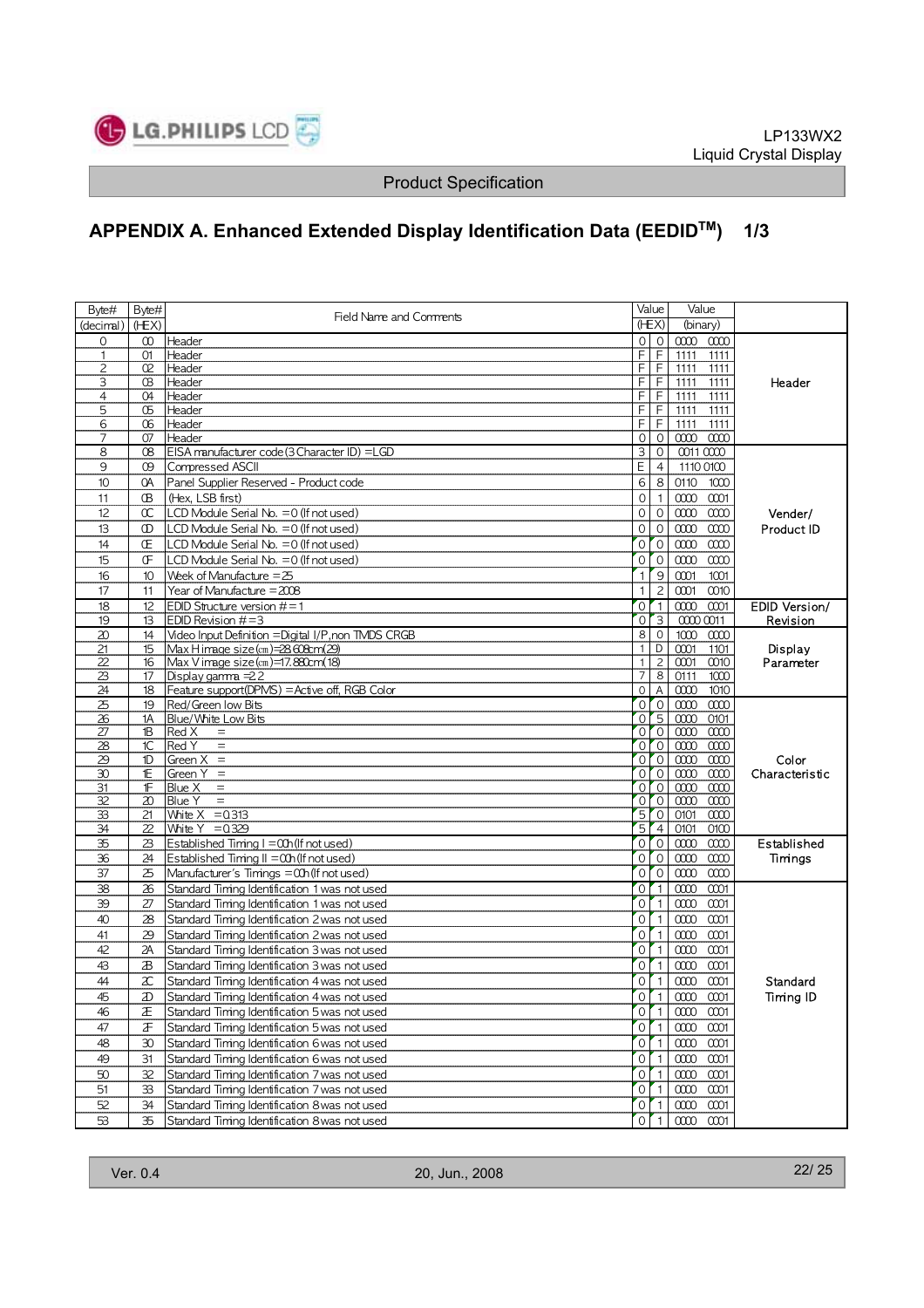## APPENDIX A. Enhanced Extended Display Identification Data (EEDID™) 1/3

| Byte# (decimal) | Byte# (HEX) | Field Name and Comments | Value (HEX) | | Value (binary) | |
|---|---|---|---|---|---|---|
| 0 | 00 | Header | 0 | 0 | 0000 0000 | Header |
| 1 | 01 | Header | F | F | 1111 1111 | |
| 2 | 02 | Header | F | F | 1111 1111 | |
| 3 | 03 | Header | F | F | 1111 1111 | |
| 4 | 04 | Header | F | F | 1111 1111 | |
| 5 | 05 | Header | F | F | 1111 1111 | |
| 6 | 06 | Header | F | F | 1111 1111 | |
| 7 | 07 | Header | 0 | 0 | 0000 0000 | |
| 8 | 08 | EISA manufacturer code (3 Character ID) =LGD | 3 | 0 | 0011 0000 | Vender/ Product ID |
| 9 | 09 | Compressed ASCII | E | 4 | 1110 0100 | |
| 10 | 0A | Panel Supplier Reserved - Product code | 6 | 8 | 0110 1000 | |
| 11 | 0B | (Hex, LSB first) | 0 | 1 | 0000 0001 | |
| 12 | 0C | LCD Module Serial No. = 0 (If not used) | 0 | 0 | 0000 0000 | |
| 13 | 0D | LCD Module Serial No. = 0 (If not used) | 0 | 0 | 0000 0000 | |
| 14 | 0E | LCD Module Serial No. = 0 (If not used) | 0 | 0 | 0000 0000 | |
| 15 | 0F | LCD Module Serial No. = 0 (If not used) | 0 | 0 | 0000 0000 | |
| 16 | 10 | Week of Manufacture = 25 | 1 | 9 | 0001 1001 | |
| 17 | 11 | Year of Manufacture = 2008 | 1 | 2 | 0001 0010 | |
| 18 | 12 | EDID Structure version # = 1 | 0 | 1 | 0000 0001 | EDID Version/ Revision |
| 19 | 13 | EDID Revision # = 3 | 0 | 3 | 0000 0011 | |
| 20 | 14 | Video Input Definition = Digital I/P, non TMDS CRGB | 8 | 0 | 1000 0000 | Display Parameter |
| 21 | 15 | Max H image size (cm) = 28.608cm (29) | 1 | D | 0001 1101 | |
| 22 | 16 | Max V image size (cm) = 17.880cm (18) | 1 | 2 | 0001 0010 | |
| 23 | 17 | Display gamma = 2.2 | 7 | 8 | 0111 1000 | |
| 24 | 18 | Feature support(DPMS) = Active off, RGB Color | 0 | A | 0000 1010 | |
| 25 | 19 | Red/Green low Bits | 0 | 0 | 0000 0000 | Color Characteristic |
| 26 | 1A | Blue/White Low Bits | 0 | 5 | 0000 0101 | |
| 27 | 1B | Red X = | 0 | 0 | 0000 0000 | |
| 28 | 1C | Red Y = | 0 | 0 | 0000 0000 | |
| 29 | 1D | Green X = | 0 | 0 | 0000 0000 | |
| 30 | 1E | Green Y = | 0 | 0 | 0000 0000 | |
| 31 | 1F | Blue X = | 0 | 0 | 0000 0000 | |
| 32 | 20 | Blue Y = | 0 | 0 | 0000 0000 | |
| 33 | 21 | White X = 0.313 | 5 | 0 | 0101 0000 | |
| 34 | 22 | White Y = 0.329 | 5 | 4 | 0101 0100 | |
| 35 | 23 | Established Timing I = 00h (If not used) | 0 | 0 | 0000 0000 | Established Timings |
| 36 | 24 | Established Timing II = 00h (If not used) | 0 | 0 | 0000 0000 | |
| 37 | 25 | Manufacturer's Timings = 00h (If not used) | 0 | 0 | 0000 0000 | |
| 38 | 26 | Standard Timing Identification 1 was not used | 0 | 1 | 0000 0001 | Standard Timing ID |
| 39 | 27 | Standard Timing Identification 1 was not used | 0 | 1 | 0000 0001 | |
| 40 | 28 | Standard Timing Identification 2 was not used | 0 | 1 | 0000 0001 | |
| 41 | 29 | Standard Timing Identification 2 was not used | 0 | 1 | 0000 0001 | |
| 42 | 2A | Standard Timing Identification 3 was not used | 0 | 1 | 0000 0001 | |
| 43 | 2B | Standard Timing Identification 3 was not used | 0 | 1 | 0000 0001 | |
| 44 | 2C | Standard Timing Identification 4 was not used | 0 | 1 | 0000 0001 | |
| 45 | 2D | Standard Timing Identification 4 was not used | 0 | 1 | 0000 0001 | |
| 46 | 2E | Standard Timing Identification 5 was not used | 0 | 1 | 0000 0001 | |
| 47 | 2F | Standard Timing Identification 5 was not used | 0 | 1 | 0000 0001 | |
| 48 | 30 | Standard Timing Identification 6 was not used | 0 | 1 | 0000 0001 | |
| 49 | 31 | Standard Timing Identification 6 was not used | 0 | 1 | 0000 0001 | |
| 50 | 32 | Standard Timing Identification 7 was not used | 0 | 1 | 0000 0001 | |
| 51 | 33 | Standard Timing Identification 7 was not used | 0 | 1 | 0000 0001 | |
| 52 | 34 | Standard Timing Identification 8 was not used | 0 | 1 | 0000 0001 | |
| 53 | 35 | Standard Timing Identification 8 was not used | 0 | 1 | 0000 0001 | |

Ver. 0.4 20, Jun., 2008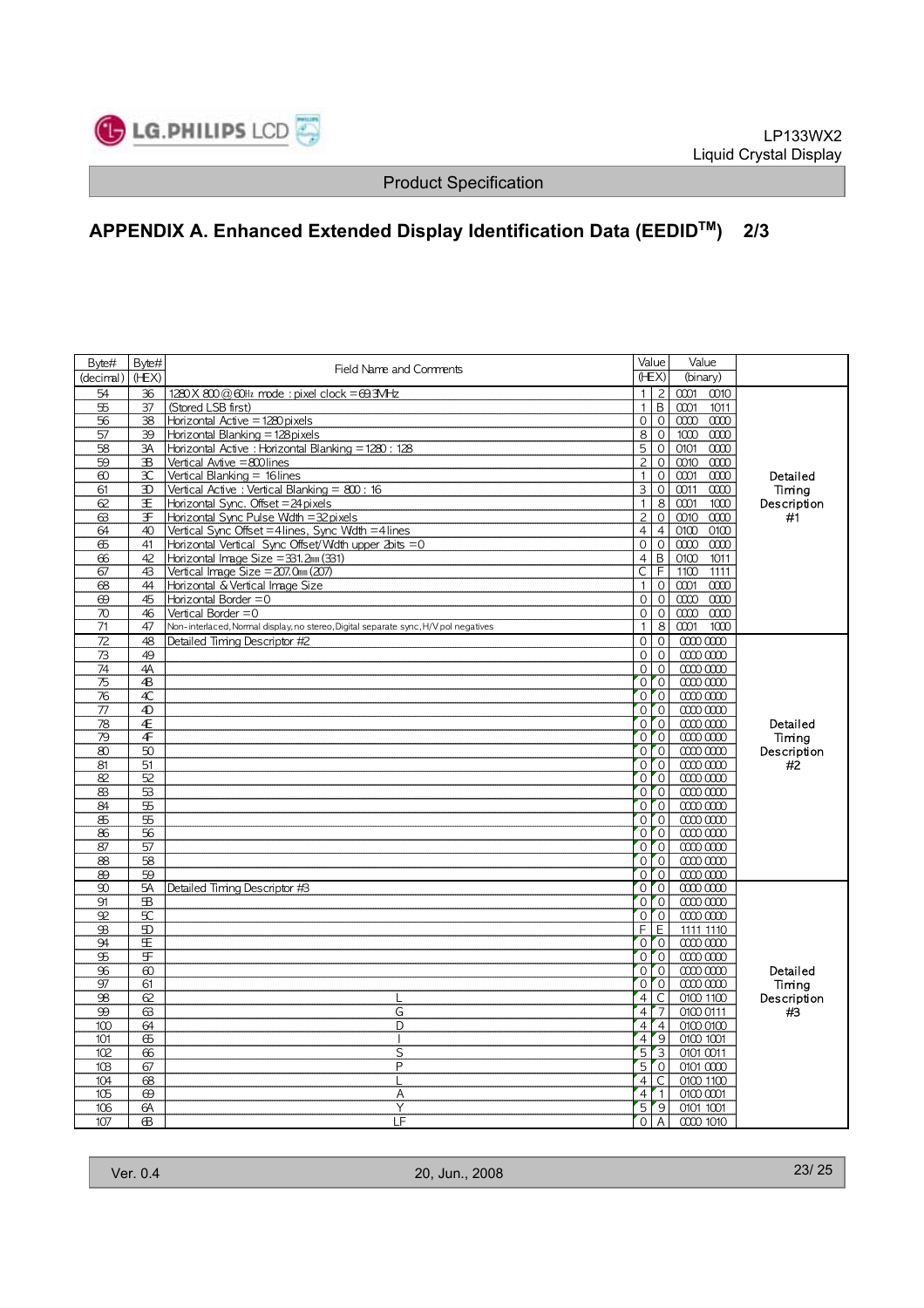Product Specification

## APPENDIX A. Enhanced Extended Display Identification Data (EEDID™) 2/3

| Byte# (decimal) | Byte# (HEX) | Field Name and Comments | Value (HEX) | | Value (binary) | |
|---|---|---|---|---|---|---|
| 54 | 36 | 1280 X 800 @ 60Hz mode : pixel clock = 69.3MHz | 1 | 2 | 0001 0010 | Detailed Timing Description #1 |
| 55 | 37 | (Stored LSB first) | 1 | B | 0001 1011 | |
| 56 | 38 | Horizontal Active = 1280 pixels | 0 | 0 | 0000 0000 | |
| 57 | 39 | Horizontal Blanking = 128 pixels | 8 | 0 | 1000 0000 | |
| 58 | 3A | Horizontal Active : Horizontal Blanking = 1280 : 128 | 5 | 0 | 0101 0000 | |
| 59 | 3B | Vertical Avtive = 800 lines | 2 | 0 | 0010 0000 | |
| 60 | 3C | Vertical Blanking = 16 lines | 1 | 0 | 0001 0000 | |
| 61 | 3D | Vertical Active : Vertical Blanking = 800 : 16 | 3 | 0 | 0011 0000 | |
| 62 | 3E | Horizontal Sync. Offset = 24 pixels | 1 | 8 | 0001 1000 | |
| 63 | 3F | Horizontal Sync Pulse Width = 32 pixels | 2 | 0 | 0010 0000 | |
| 64 | 40 | Vertical Sync Offset = 4 lines, Sync Width = 4 lines | 4 | 4 | 0100 0100 | |
| 65 | 41 | Horizontal Vertical Sync Offset/Width upper 2bits = 0 | 0 | 0 | 0000 0000 | |
| 66 | 42 | Horizontal Image Size = 331.2mm (331) | 4 | B | 0100 1011 | |
| 67 | 43 | Vertical Image Size = 207.0mm (207) | C | F | 1100 1111 | |
| 68 | 44 | Horizontal & Vertical Image Size | 1 | 0 | 0001 0000 | |
| 69 | 45 | Horizontal Border = 0 | 0 | 0 | 0000 0000 | |
| 70 | 46 | Vertical Border = 0 | 0 | 0 | 0000 0000 | |
| 71 | 47 | Non-interlaced, Normal display, no stereo, Digital separate sync, H/V pol negatives | 1 | 8 | 0001 1000 | |
| 72 | 48 | Detailed Timing Descriptor #2 | 0 | 0 | 0000 0000 | Detailed Timing Description #2 |
| 73 | 49 | | 0 | 0 | 0000 0000 | |
| 74 | 4A | | 0 | 0 | 0000 0000 | |
| 75 | 4B | | 0 | 0 | 0000 0000 | |
| 76 | 4C | | 0 | 0 | 0000 0000 | |
| 77 | 4D | | 0 | 0 | 0000 0000 | |
| 78 | 4E | | 0 | 0 | 0000 0000 | |
| 79 | 4F | | 0 | 0 | 0000 0000 | |
| 80 | 50 | | 0 | 0 | 0000 0000 | |
| 81 | 51 | | 0 | 0 | 0000 0000 | |
| 82 | 52 | | 0 | 0 | 0000 0000 | |
| 83 | 53 | | 0 | 0 | 0000 0000 | |
| 84 | 55 | | 0 | 0 | 0000 0000 | |
| 85 | 55 | | 0 | 0 | 0000 0000 | |
| 86 | 56 | | 0 | 0 | 0000 0000 | |
| 87 | 57 | | 0 | 0 | 0000 0000 | |
| 88 | 58 | | 0 | 0 | 0000 0000 | |
| 89 | 59 | | 0 | 0 | 0000 0000 | |
| 90 | 5A | Detailed Timing Descriptor #3 | 0 | 0 | 0000 0000 | Detailed Timing Description #3 |
| 91 | 5B | | 0 | 0 | 0000 0000 | |
| 92 | 5C | | 0 | 0 | 0000 0000 | |
| 93 | 5D | | F | E | 1111 1110 | |
| 94 | 5E | | 0 | 0 | 0000 0000 | |
| 95 | 5F | | 0 | 0 | 0000 0000 | |
| 96 | 60 | | 0 | 0 | 0000 0000 | |
| 97 | 61 | | 0 | 0 | 0000 0000 | |
| 98 | 62 | L | 4 | C | 0100 1100 | |
| 99 | 63 | G | 4 | 7 | 0100 0111 | |
| 100 | 64 | D | 4 | 4 | 0100 0100 | |
| 101 | 65 | I | 4 | 9 | 0100 1001 | |
| 102 | 66 | S | 5 | 3 | 0101 0011 | |
| 103 | 67 | P | 5 | 0 | 0101 0000 | |
| 104 | 68 | L | 4 | C | 0100 1100 | |
| 105 | 69 | A | 4 | 1 | 0100 0001 | |
| 106 | 6A | Y | 5 | 9 | 0101 1001 | |
| 107 | 6B | LF | 0 | A | 0000 1010 | |

Ver. 0.4 20, Jun., 2008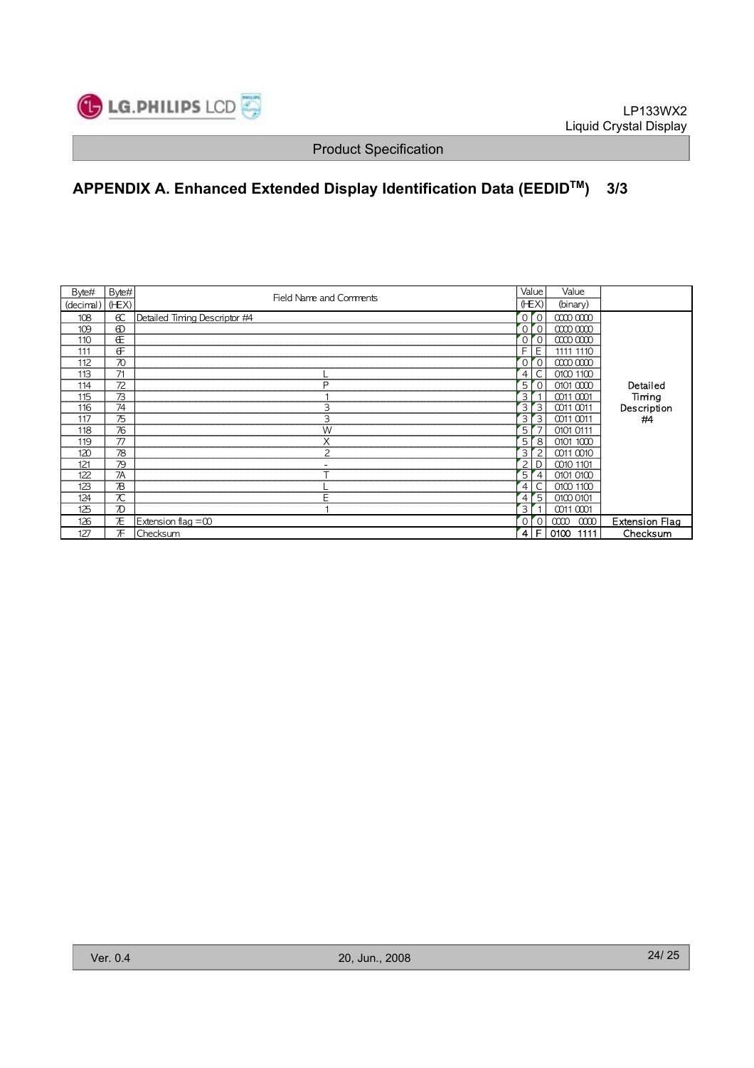## APPENDIX A. Enhanced Extended Display Identification Data (EEDID™) 3/3

| Byte# (decimal) | Byte# (HEX) | Field Name and Comments | Value (HEX) | Value (binary) | |
|---|---|---|---|---|---|
| 108 | 6C | Detailed Timing Descriptor #4 | 00 | 0000 0000 | Detailed Timing Description #4 |
| 109 | 6D | | 00 | 0000 0000 | |
| 110 | 6E | | 00 | 0000 0000 | |
| 111 | 6F | | FE | 1111 1110 | |
| 112 | 70 | | 00 | 0000 0000 | |
| 113 | 71 | L | 4C | 0100 1100 | |
| 114 | 72 | P | 50 | 0101 0000 | |
| 115 | 73 | 1 | 31 | 0011 0001 | |
| 116 | 74 | 3 | 33 | 0011 0011 | |
| 117 | 75 | 3 | 33 | 0011 0011 | |
| 118 | 76 | W | 57 | 0101 0111 | |
| 119 | 77 | X | 58 | 0101 1000 | |
| 120 | 78 | 2 | 32 | 0011 0010 | |
| 121 | 79 | - | 2D | 0010 1101 | |
| 122 | 7A | T | 54 | 0101 0100 | |
| 123 | 7B | L | 4C | 0100 1100 | |
| 124 | 7C | E | 45 | 0100 0101 | |
| 125 | 7D | 1 | 31 | 0011 0001 | |
| 126 | 7E | Extension flag =00 | 00 | 0000 0000 | Extension Flag |
| 127 | 7F | Checksum | 4F | 0100 1111 | Checksum |